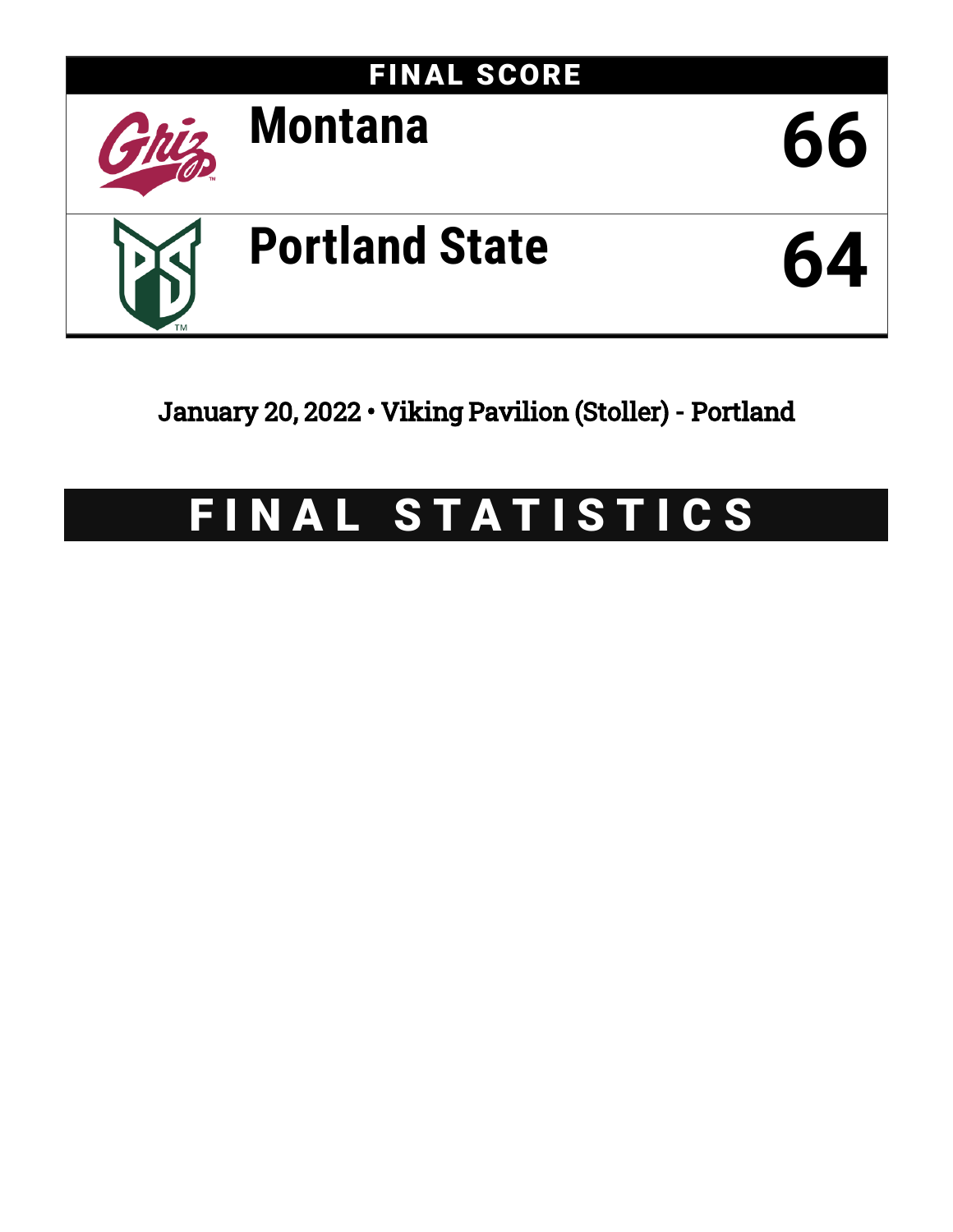## FINAL SCORE

| | | |
|---|---|---|
| | Montana | 66 |
| | Portland State | 64 |

January 20, 2022 • Viking Pavilion (Stoller) - Portland

# FINAL STATISTICS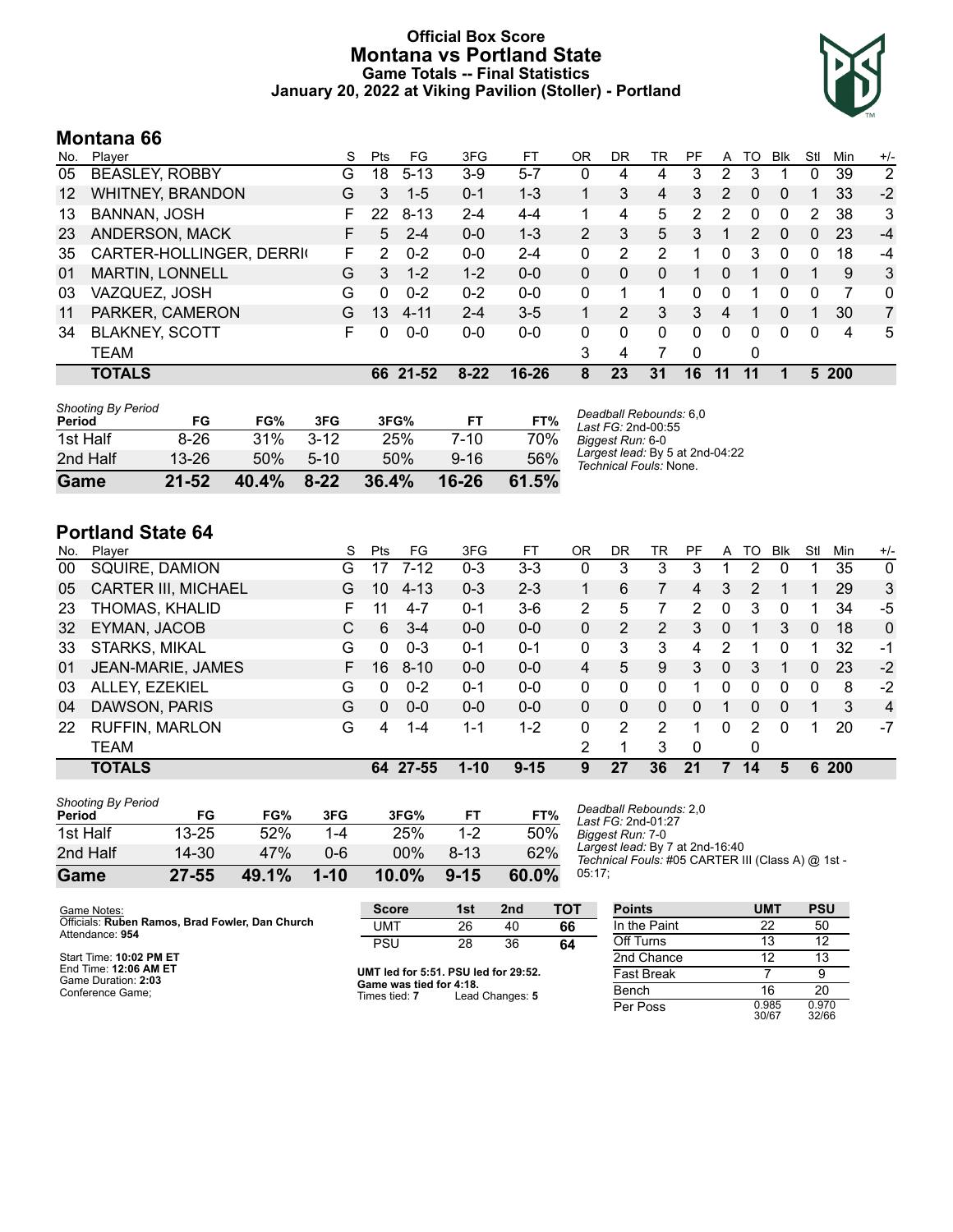# Official Box Score
# Montana vs Portland State
## Game Totals -- Final Statistics
## January 20, 2022 at Viking Pavilion (Stoller) - Portland

## Montana 66

| No. | Player | S | Pts | FG | 3FG | FT | OR | DR | TR | PF | A | TO | Blk | Stl | Min | +/- |
|---|---|---|---|---|---|---|---|---|---|---|---|---|---|---|---|---|
| 05 | BEASLEY, ROBBY | G | 18 | 5-13 | 3-9 | 5-7 | 0 | 4 | 4 | 3 | 2 | 3 | 1 | 0 | 39 | 2 |
| 12 | WHITNEY, BRANDON | G | 3 | 1-5 | 0-1 | 1-3 | 1 | 3 | 4 | 3 | 2 | 0 | 0 | 1 | 33 | -2 |
| 13 | BANNAN, JOSH | F | 22 | 8-13 | 2-4 | 4-4 | 1 | 4 | 5 | 2 | 2 | 0 | 0 | 2 | 38 | 3 |
| 23 | ANDERSON, MACK | F | 5 | 2-4 | 0-0 | 1-3 | 2 | 3 | 5 | 3 | 1 | 2 | 0 | 0 | 23 | -4 |
| 35 | CARTER-HOLLINGER, DERRI( | F | 2 | 0-2 | 0-0 | 2-4 | 0 | 2 | 2 | 1 | 0 | 3 | 0 | 0 | 18 | -4 |
| 01 | MARTIN, LONELL | G | 3 | 1-2 | 1-2 | 0-0 | 0 | 0 | 0 | 1 | 0 | 1 | 0 | 1 | 9 | 3 |
| 03 | VAZQUEZ, JOSH | G | 0 | 0-2 | 0-2 | 0-0 | 0 | 1 | 1 | 0 | 0 | 1 | 0 | 0 | 7 | 0 |
| 11 | PARKER, CAMERON | G | 13 | 4-11 | 2-4 | 3-5 | 1 | 2 | 3 | 3 | 4 | 1 | 0 | 1 | 30 | 7 |
| 34 | BLAKNEY, SCOTT | F | 0 | 0-0 | 0-0 | 0-0 | 0 | 0 | 0 | 0 | 0 | 0 | 0 | 0 | 4 | 5 |
| | TEAM | | | | | | 3 | 4 | 7 | 0 | | 0 | | | | |
| | **TOTALS** | | **66** | **21-52** | **8-22** | **16-26** | **8** | **23** | **31** | **16** | **11** | **11** | **1** | **5** | **200** | |

| Shooting By Period Period | FG | FG% | 3FG | 3FG% | FT | FT% |
|---|---|---|---|---|---|---|
| 1st Half | 8-26 | 31% | 3-12 | 25% | 7-10 | 70% |
| 2nd Half | 13-26 | 50% | 5-10 | 50% | 9-16 | 56% |
| **Game** | **21-52** | **40.4%** | **8-22** | **36.4%** | **16-26** | **61.5%** |

*Deadball Rebounds:* 6,0
*Last FG:* 2nd-00:55
*Biggest Run:* 6-0
*Largest lead:* By 5 at 2nd-04:22
*Technical Fouls:* None.

## Portland State 64

| No. | Player | S | Pts | FG | 3FG | FT | OR | DR | TR | PF | A | TO | Blk | Stl | Min | +/- |
|---|---|---|---|---|---|---|---|---|---|---|---|---|---|---|---|---|
| 00 | SQUIRE, DAMION | G | 17 | 7-12 | 0-3 | 3-3 | 0 | 3 | 3 | 3 | 1 | 2 | 0 | 1 | 35 | 0 |
| 05 | CARTER III, MICHAEL | G | 10 | 4-13 | 0-3 | 2-3 | 1 | 6 | 7 | 4 | 3 | 2 | 1 | 1 | 29 | 3 |
| 23 | THOMAS, KHALID | F | 11 | 4-7 | 0-1 | 3-6 | 2 | 5 | 7 | 2 | 0 | 3 | 0 | 1 | 34 | -5 |
| 32 | EYMAN, JACOB | C | 6 | 3-4 | 0-0 | 0-0 | 0 | 2 | 2 | 3 | 0 | 1 | 3 | 0 | 18 | 0 |
| 33 | STARKS, MIKAL | G | 0 | 0-3 | 0-1 | 0-1 | 0 | 3 | 3 | 4 | 2 | 1 | 0 | 1 | 32 | -1 |
| 01 | JEAN-MARIE, JAMES | F | 16 | 8-10 | 0-0 | 0-0 | 4 | 5 | 9 | 3 | 0 | 3 | 1 | 0 | 23 | -2 |
| 03 | ALLEY, EZEKIEL | G | 0 | 0-2 | 0-1 | 0-0 | 0 | 0 | 0 | 1 | 0 | 0 | 0 | 0 | 8 | -2 |
| 04 | DAWSON, PARIS | G | 0 | 0-0 | 0-0 | 0-0 | 0 | 0 | 0 | 0 | 1 | 0 | 0 | 1 | 3 | 4 |
| 22 | RUFFIN, MARLON | G | 4 | 1-4 | 1-1 | 1-2 | 0 | 2 | 2 | 1 | 0 | 2 | 0 | 1 | 20 | -7 |
| | TEAM | | | | | | 2 | 1 | 3 | 0 | | 0 | | | | |
| | **TOTALS** | | **64** | **27-55** | **1-10** | **9-15** | **9** | **27** | **36** | **21** | **7** | **14** | **5** | **6** | **200** | |

| Shooting By Period Period | FG | FG% | 3FG | 3FG% | FT | FT% |
|---|---|---|---|---|---|---|
| 1st Half | 13-25 | 52% | 1-4 | 25% | 1-2 | 50% |
| 2nd Half | 14-30 | 47% | 0-6 | 00% | 8-13 | 62% |
| **Game** | **27-55** | **49.1%** | **1-10** | **10.0%** | **9-15** | **60.0%** |

*Deadball Rebounds:* 2,0
*Last FG:* 2nd-01:27
*Biggest Run:* 7-0
*Largest lead:* By 7 at 2nd-16:40
*Technical Fouls:* #05 CARTER III (Class A) @ 1st - 05:17;

Game Notes:
Officials: **Ruben Ramos, Brad Fowler, Dan Church**
Attendance: **954**

Start Time: **10:02 PM ET**
End Time: **12:06 AM ET**
Game Duration: **2:03**
Conference Game;

| Score | 1st | 2nd | TOT |
|---|---|---|---|
| UMT | 26 | 40 | **66** |
| PSU | 28 | 36 | **64** |

**UMT led for 5:51. PSU led for 29:52.**
**Game was tied for 4:18.**
Times tied: **7** Lead Changes: **5**

| Points | UMT | PSU |
|---|---|---|
| In the Paint | 22 | 50 |
| Off Turns | 13 | 12 |
| 2nd Chance | 12 | 13 |
| Fast Break | 7 | 9 |
| Bench | 16 | 20 |
| Per Poss | 0.985 30/67 | 0.970 32/66 |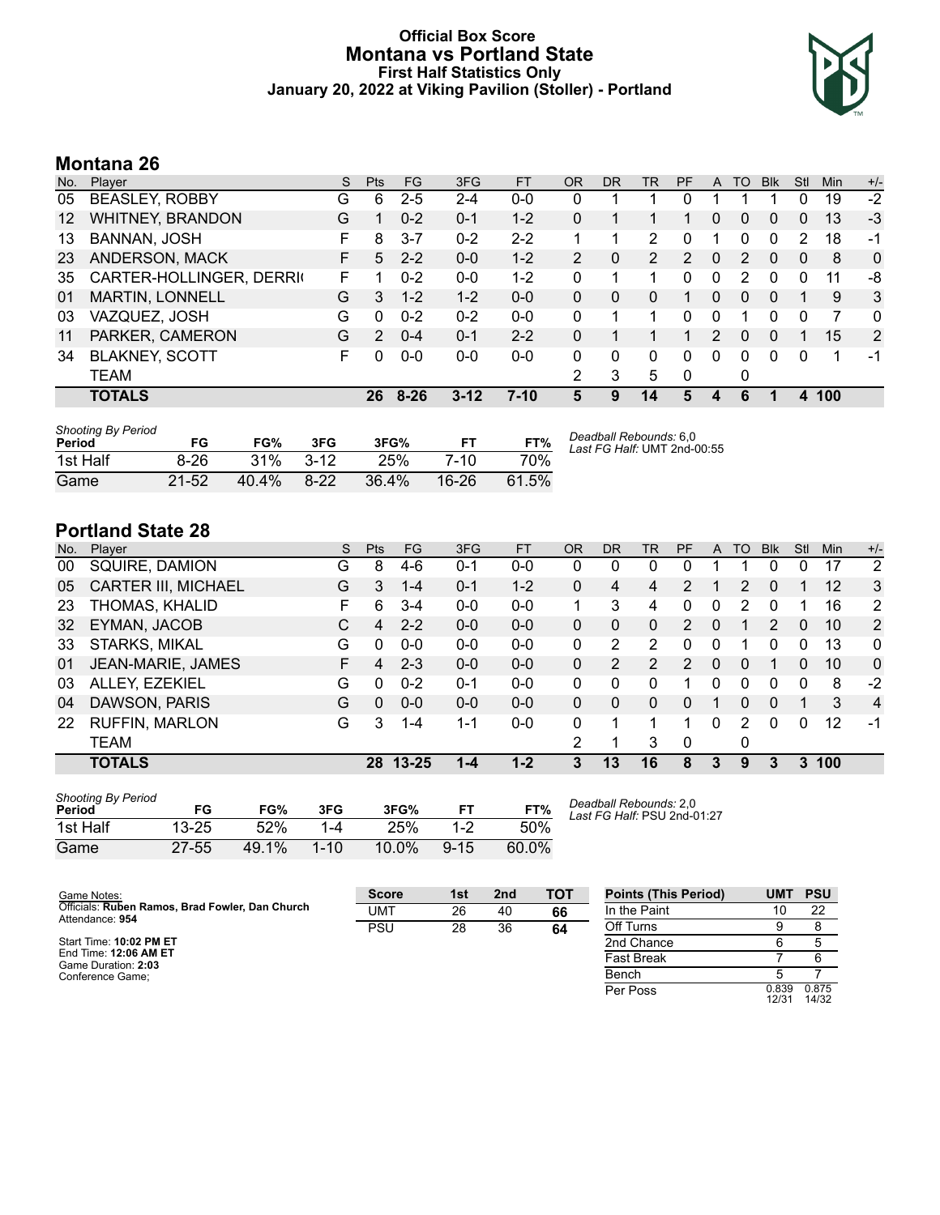# Official Box Score
## Montana vs Portland State
### First Half Statistics Only
### January 20, 2022 at Viking Pavilion (Stoller) - Portland

## Montana 26

| No. | Player | S | Pts | FG | 3FG | FT | OR | DR | TR | PF | A | TO | Blk | Stl | Min | +/- |
|---|---|---|---|---|---|---|---|---|---|---|---|---|---|---|---|---|
| 05 | BEASLEY, ROBBY | G | 6 | 2-5 | 2-4 | 0-0 | 0 | 1 | 1 | 0 | 1 | 1 | 1 | 0 | 19 | -2 |
| 12 | WHITNEY, BRANDON | G | 1 | 0-2 | 0-1 | 1-2 | 0 | 1 | 1 | 1 | 0 | 0 | 0 | 0 | 13 | -3 |
| 13 | BANNAN, JOSH | F | 8 | 3-7 | 0-2 | 2-2 | 1 | 1 | 2 | 0 | 1 | 0 | 0 | 2 | 18 | -1 |
| 23 | ANDERSON, MACK | F | 5 | 2-2 | 0-0 | 1-2 | 2 | 0 | 2 | 2 | 0 | 2 | 0 | 0 | 8 | 0 |
| 35 | CARTER-HOLLINGER, DERRI( | F | 1 | 0-2 | 0-0 | 1-2 | 0 | 1 | 1 | 0 | 0 | 2 | 0 | 0 | 11 | -8 |
| 01 | MARTIN, LONNELL | G | 3 | 1-2 | 1-2 | 0-0 | 0 | 0 | 0 | 1 | 0 | 0 | 0 | 1 | 9 | 3 |
| 03 | VAZQUEZ, JOSH | G | 0 | 0-2 | 0-2 | 0-0 | 0 | 1 | 1 | 0 | 0 | 1 | 0 | 0 | 7 | 0 |
| 11 | PARKER, CAMERON | G | 2 | 0-4 | 0-1 | 2-2 | 0 | 1 | 1 | 1 | 2 | 0 | 0 | 1 | 15 | 2 |
| 34 | BLAKNEY, SCOTT | F | 0 | 0-0 | 0-0 | 0-0 | 0 | 0 | 0 | 0 | 0 | 0 | 0 | 0 | 1 | -1 |
| | TEAM | | | | | | 2 | 3 | 5 | 0 | | 0 | | | | |
| | **TOTALS** | | **26** | **8-26** | **3-12** | **7-10** | **5** | **9** | **14** | **5** | **4** | **6** | **1** | **4** | **100** | |

*Shooting By Period*

| Period | FG | FG% | 3FG | 3FG% | FT | FT% |
|---|---|---|---|---|---|---|
| 1st Half | 8-26 | 31% | 3-12 | 25% | 7-10 | 70% |
| Game | 21-52 | 40.4% | 8-22 | 36.4% | 16-26 | 61.5% |

*Deadball Rebounds:* 6,0
*Last FG Half:* UMT 2nd-00:55

## Portland State 28

| No. | Player | S | Pts | FG | 3FG | FT | OR | DR | TR | PF | A | TO | Blk | Stl | Min | +/- |
|---|---|---|---|---|---|---|---|---|---|---|---|---|---|---|---|---|
| 00 | SQUIRE, DAMION | G | 8 | 4-6 | 0-1 | 0-0 | 0 | 0 | 0 | 0 | 1 | 1 | 0 | 0 | 17 | 2 |
| 05 | CARTER III, MICHAEL | G | 3 | 1-4 | 0-1 | 1-2 | 0 | 4 | 4 | 2 | 1 | 2 | 0 | 1 | 12 | 3 |
| 23 | THOMAS, KHALID | F | 6 | 3-4 | 0-0 | 0-0 | 1 | 3 | 4 | 0 | 0 | 2 | 0 | 1 | 16 | 2 |
| 32 | EYMAN, JACOB | C | 4 | 2-2 | 0-0 | 0-0 | 0 | 0 | 0 | 2 | 0 | 1 | 2 | 0 | 10 | 2 |
| 33 | STARKS, MIKAL | G | 0 | 0-0 | 0-0 | 0-0 | 0 | 2 | 2 | 0 | 0 | 1 | 0 | 0 | 13 | 0 |
| 01 | JEAN-MARIE, JAMES | F | 4 | 2-3 | 0-0 | 0-0 | 0 | 2 | 2 | 2 | 0 | 0 | 1 | 0 | 10 | 0 |
| 03 | ALLEY, EZEKIEL | G | 0 | 0-2 | 0-1 | 0-0 | 0 | 0 | 0 | 1 | 0 | 0 | 0 | 0 | 8 | -2 |
| 04 | DAWSON, PARIS | G | 0 | 0-0 | 0-0 | 0-0 | 0 | 0 | 0 | 0 | 1 | 0 | 0 | 1 | 3 | 4 |
| 22 | RUFFIN, MARLON | G | 3 | 1-4 | 1-1 | 0-0 | 0 | 1 | 1 | 1 | 0 | 2 | 0 | 0 | 12 | -1 |
| | TEAM | | | | | | 2 | 1 | 3 | 0 | | 0 | | | | |
| | **TOTALS** | | **28** | **13-25** | **1-4** | **1-2** | **3** | **13** | **16** | **8** | **3** | **9** | **3** | **3** | **100** | |

*Shooting By Period*

| Period | FG | FG% | 3FG | 3FG% | FT | FT% |
|---|---|---|---|---|---|---|
| 1st Half | 13-25 | 52% | 1-4 | 25% | 1-2 | 50% |
| Game | 27-55 | 49.1% | 1-10 | 10.0% | 9-15 | 60.0% |

*Deadball Rebounds:* 2,0
*Last FG Half:* PSU 2nd-01:27

Game Notes:
Officials: **Ruben Ramos, Brad Fowler, Dan Church**
Attendance: **954**

Start Time: **10:02 PM ET**
End Time: **12:06 AM ET**
Game Duration: **2:03**
Conference Game;

| Score | 1st | 2nd | TOT |
|---|---|---|---|
| UMT | 26 | 40 | **66** |
| PSU | 28 | 36 | **64** |

| Points (This Period) | UMT | PSU |
|---|---|---|
| In the Paint | 10 | 22 |
| Off Turns | 9 | 8 |
| 2nd Chance | 6 | 5 |
| Fast Break | 7 | 6 |
| Bench | 5 | 7 |
| Per Poss | 0.839 12/31 | 0.875 14/32 |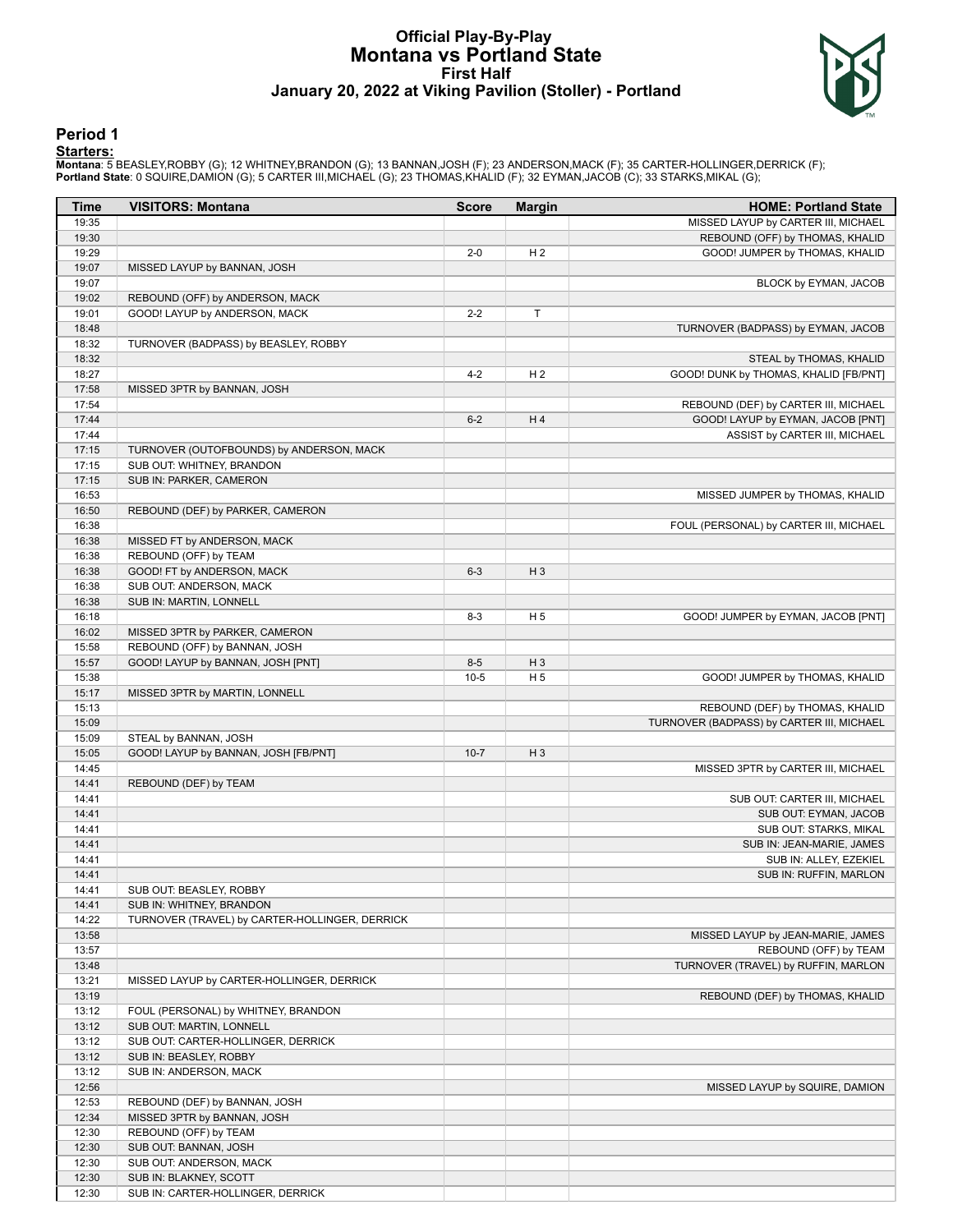# Official Play-By-Play
# Montana vs Portland State
## First Half
### January 20, 2022 at Viking Pavilion (Stoller) - Portland

## Period 1

**Starters:**

**Montana**: 5 BEASLEY,ROBBY (G); 12 WHITNEY,BRANDON (G); 13 BANNAN,JOSH (F); 23 ANDERSON,MACK (F); 35 CARTER-HOLLINGER,DERRICK (F);
**Portland State**: 0 SQUIRE,DAMION (G); 5 CARTER III,MICHAEL (G); 23 THOMAS,KHALID (F); 32 EYMAN,JACOB (C); 33 STARKS,MIKAL (G);

| Time | VISITORS: Montana | Score | Margin | HOME: Portland State |
|---|---|---|---|---|
| 19:35 | | | | MISSED LAYUP by CARTER III, MICHAEL |
| 19:30 | | | | REBOUND (OFF) by THOMAS, KHALID |
| 19:29 | | 2-0 | H 2 | GOOD! JUMPER by THOMAS, KHALID |
| 19:07 | MISSED LAYUP by BANNAN, JOSH | | | |
| 19:07 | | | | BLOCK by EYMAN, JACOB |
| 19:02 | REBOUND (OFF) by ANDERSON, MACK | | | |
| 19:01 | GOOD! LAYUP by ANDERSON, MACK | 2-2 | T | |
| 18:48 | | | | TURNOVER (BADPASS) by EYMAN, JACOB |
| 18:32 | TURNOVER (BADPASS) by BEASLEY, ROBBY | | | |
| 18:32 | | | | STEAL by THOMAS, KHALID |
| 18:27 | | 4-2 | H 2 | GOOD! DUNK by THOMAS, KHALID [FB/PNT] |
| 17:58 | MISSED 3PTR by BANNAN, JOSH | | | |
| 17:54 | | | | REBOUND (DEF) by CARTER III, MICHAEL |
| 17:44 | | 6-2 | H 4 | GOOD! LAYUP by EYMAN, JACOB [PNT] |
| 17:44 | | | | ASSIST by CARTER III, MICHAEL |
| 17:15 | TURNOVER (OUTOFBOUNDS) by ANDERSON, MACK | | | |
| 17:15 | SUB OUT: WHITNEY, BRANDON | | | |
| 17:15 | SUB IN: PARKER, CAMERON | | | |
| 16:53 | | | | MISSED JUMPER by THOMAS, KHALID |
| 16:50 | REBOUND (DEF) by PARKER, CAMERON | | | |
| 16:38 | | | | FOUL (PERSONAL) by CARTER III, MICHAEL |
| 16:38 | MISSED FT by ANDERSON, MACK | | | |
| 16:38 | REBOUND (OFF) by TEAM | | | |
| 16:38 | GOOD! FT by ANDERSON, MACK | 6-3 | H 3 | |
| 16:38 | SUB OUT: ANDERSON, MACK | | | |
| 16:38 | SUB IN: MARTIN, LONNELL | | | |
| 16:18 | | 8-3 | H 5 | GOOD! JUMPER by EYMAN, JACOB [PNT] |
| 16:02 | MISSED 3PTR by PARKER, CAMERON | | | |
| 15:58 | REBOUND (OFF) by BANNAN, JOSH | | | |
| 15:57 | GOOD! LAYUP by BANNAN, JOSH [PNT] | 8-5 | H 3 | |
| 15:38 | | 10-5 | H 5 | GOOD! JUMPER by THOMAS, KHALID |
| 15:17 | MISSED 3PTR by MARTIN, LONNELL | | | |
| 15:13 | | | | REBOUND (DEF) by THOMAS, KHALID |
| 15:09 | | | | TURNOVER (BADPASS) by CARTER III, MICHAEL |
| 15:09 | STEAL by BANNAN, JOSH | | | |
| 15:05 | GOOD! LAYUP by BANNAN, JOSH [FB/PNT] | 10-7 | H 3 | |
| 14:45 | | | | MISSED 3PTR by CARTER III, MICHAEL |
| 14:41 | REBOUND (DEF) by TEAM | | | |
| 14:41 | | | | SUB OUT: CARTER III, MICHAEL |
| 14:41 | | | | SUB OUT: EYMAN, JACOB |
| 14:41 | | | | SUB OUT: STARKS, MIKAL |
| 14:41 | | | | SUB IN: JEAN-MARIE, JAMES |
| 14:41 | | | | SUB IN: ALLEY, EZEKIEL |
| 14:41 | | | | SUB IN: RUFFIN, MARLON |
| 14:41 | SUB OUT: BEASLEY, ROBBY | | | |
| 14:41 | SUB IN: WHITNEY, BRANDON | | | |
| 14:22 | TURNOVER (TRAVEL) by CARTER-HOLLINGER, DERRICK | | | |
| 13:58 | | | | MISSED LAYUP by JEAN-MARIE, JAMES |
| 13:57 | | | | REBOUND (OFF) by TEAM |
| 13:48 | | | | TURNOVER (TRAVEL) by RUFFIN, MARLON |
| 13:21 | MISSED LAYUP by CARTER-HOLLINGER, DERRICK | | | |
| 13:19 | | | | REBOUND (DEF) by THOMAS, KHALID |
| 13:12 | FOUL (PERSONAL) by WHITNEY, BRANDON | | | |
| 13:12 | SUB OUT: MARTIN, LONNELL | | | |
| 13:12 | SUB OUT: CARTER-HOLLINGER, DERRICK | | | |
| 13:12 | SUB IN: BEASLEY, ROBBY | | | |
| 13:12 | SUB IN: ANDERSON, MACK | | | |
| 12:56 | | | | MISSED LAYUP by SQUIRE, DAMION |
| 12:53 | REBOUND (DEF) by BANNAN, JOSH | | | |
| 12:34 | MISSED 3PTR by BANNAN, JOSH | | | |
| 12:30 | REBOUND (OFF) by TEAM | | | |
| 12:30 | SUB OUT: BANNAN, JOSH | | | |
| 12:30 | SUB OUT: ANDERSON, MACK | | | |
| 12:30 | SUB IN: BLAKNEY, SCOTT | | | |
| 12:30 | SUB IN: CARTER-HOLLINGER, DERRICK | | | |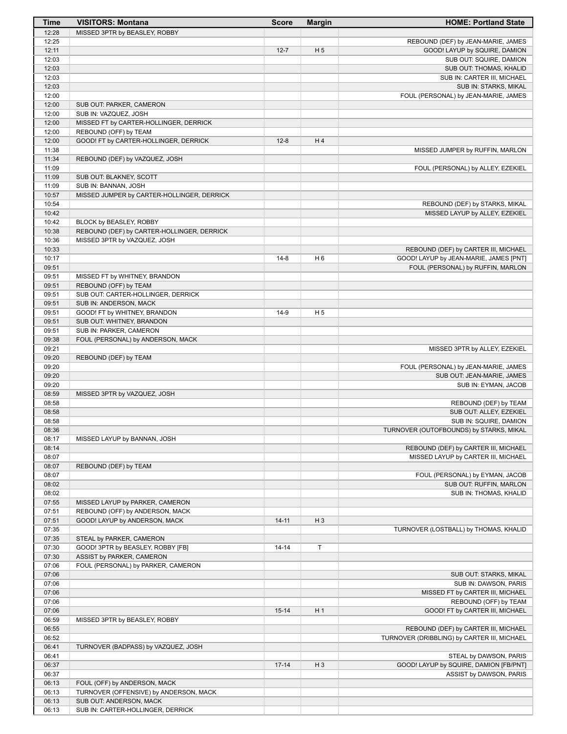| Time | VISITORS: Montana | Score | Margin | HOME: Portland State |
|---|---|---|---|---|
| 12:28 | MISSED 3PTR by BEASLEY, ROBBY | | | |
| 12:25 | | | | REBOUND (DEF) by JEAN-MARIE, JAMES |
| 12:11 | | 12-7 | H 5 | GOOD! LAYUP by SQUIRE, DAMION |
| 12:03 | | | | SUB OUT: SQUIRE, DAMION |
| 12:03 | | | | SUB OUT: THOMAS, KHALID |
| 12:03 | | | | SUB IN: CARTER III, MICHAEL |
| 12:03 | | | | SUB IN: STARKS, MIKAL |
| 12:00 | | | | FOUL (PERSONAL) by JEAN-MARIE, JAMES |
| 12:00 | SUB OUT: PARKER, CAMERON | | | |
| 12:00 | SUB IN: VAZQUEZ, JOSH | | | |
| 12:00 | MISSED FT by CARTER-HOLLINGER, DERRICK | | | |
| 12:00 | REBOUND (OFF) by TEAM | | | |
| 12:00 | GOOD! FT by CARTER-HOLLINGER, DERRICK | 12-8 | H 4 | |
| 11:38 | | | | MISSED JUMPER by RUFFIN, MARLON |
| 11:34 | REBOUND (DEF) by VAZQUEZ, JOSH | | | |
| 11:09 | | | | FOUL (PERSONAL) by ALLEY, EZEKIEL |
| 11:09 | SUB OUT: BLAKNEY, SCOTT | | | |
| 11:09 | SUB IN: BANNAN, JOSH | | | |
| 10:57 | MISSED JUMPER by CARTER-HOLLINGER, DERRICK | | | |
| 10:54 | | | | REBOUND (DEF) by STARKS, MIKAL |
| 10:42 | | | | MISSED LAYUP by ALLEY, EZEKIEL |
| 10:42 | BLOCK by BEASLEY, ROBBY | | | |
| 10:38 | REBOUND (DEF) by CARTER-HOLLINGER, DERRICK | | | |
| 10:36 | MISSED 3PTR by VAZQUEZ, JOSH | | | |
| 10:33 | | | | REBOUND (DEF) by CARTER III, MICHAEL |
| 10:17 | | 14-8 | H 6 | GOOD! LAYUP by JEAN-MARIE, JAMES [PNT] |
| 09:51 | | | | FOUL (PERSONAL) by RUFFIN, MARLON |
| 09:51 | MISSED FT by WHITNEY, BRANDON | | | |
| 09:51 | REBOUND (OFF) by TEAM | | | |
| 09:51 | SUB OUT: CARTER-HOLLINGER, DERRICK | | | |
| 09:51 | SUB IN: ANDERSON, MACK | | | |
| 09:51 | GOOD! FT by WHITNEY, BRANDON | 14-9 | H 5 | |
| 09:51 | SUB OUT: WHITNEY, BRANDON | | | |
| 09:51 | SUB IN: PARKER, CAMERON | | | |
| 09:38 | FOUL (PERSONAL) by ANDERSON, MACK | | | |
| 09:21 | | | | MISSED 3PTR by ALLEY, EZEKIEL |
| 09:20 | REBOUND (DEF) by TEAM | | | |
| 09:20 | | | | FOUL (PERSONAL) by JEAN-MARIE, JAMES |
| 09:20 | | | | SUB OUT: JEAN-MARIE, JAMES |
| 09:20 | | | | SUB IN: EYMAN, JACOB |
| 08:59 | MISSED 3PTR by VAZQUEZ, JOSH | | | |
| 08:58 | | | | REBOUND (DEF) by TEAM |
| 08:58 | | | | SUB OUT: ALLEY, EZEKIEL |
| 08:58 | | | | SUB IN: SQUIRE, DAMION |
| 08:36 | | | | TURNOVER (OUTOFBOUNDS) by STARKS, MIKAL |
| 08:17 | MISSED LAYUP by BANNAN, JOSH | | | |
| 08:14 | | | | REBOUND (DEF) by CARTER III, MICHAEL |
| 08:07 | | | | MISSED LAYUP by CARTER III, MICHAEL |
| 08:07 | REBOUND (DEF) by TEAM | | | |
| 08:07 | | | | FOUL (PERSONAL) by EYMAN, JACOB |
| 08:02 | | | | SUB OUT: RUFFIN, MARLON |
| 08:02 | | | | SUB IN: THOMAS, KHALID |
| 07:55 | MISSED LAYUP by PARKER, CAMERON | | | |
| 07:51 | REBOUND (OFF) by ANDERSON, MACK | | | |
| 07:51 | GOOD! LAYUP by ANDERSON, MACK | 14-11 | H 3 | |
| 07:35 | | | | TURNOVER (LOSTBALL) by THOMAS, KHALID |
| 07:35 | STEAL by PARKER, CAMERON | | | |
| 07:30 | GOOD! 3PTR by BEASLEY, ROBBY [FB] | 14-14 | T | |
| 07:30 | ASSIST by PARKER, CAMERON | | | |
| 07:06 | FOUL (PERSONAL) by PARKER, CAMERON | | | |
| 07:06 | | | | SUB OUT: STARKS, MIKAL |
| 07:06 | | | | SUB IN: DAWSON, PARIS |
| 07:06 | | | | MISSED FT by CARTER III, MICHAEL |
| 07:06 | | | | REBOUND (OFF) by TEAM |
| 07:06 | | 15-14 | H 1 | GOOD! FT by CARTER III, MICHAEL |
| 06:59 | MISSED 3PTR by BEASLEY, ROBBY | | | |
| 06:55 | | | | REBOUND (DEF) by CARTER III, MICHAEL |
| 06:52 | | | | TURNOVER (DRIBBLING) by CARTER III, MICHAEL |
| 06:41 | TURNOVER (BADPASS) by VAZQUEZ, JOSH | | | |
| 06:41 | | | | STEAL by DAWSON, PARIS |
| 06:37 | | 17-14 | H 3 | GOOD! LAYUP by SQUIRE, DAMION [FB/PNT] |
| 06:37 | | | | ASSIST by DAWSON, PARIS |
| 06:13 | FOUL (OFF) by ANDERSON, MACK | | | |
| 06:13 | TURNOVER (OFFENSIVE) by ANDERSON, MACK | | | |
| 06:13 | SUB OUT: ANDERSON, MACK | | | |
| 06:13 | SUB IN: CARTER-HOLLINGER, DERRICK | | | |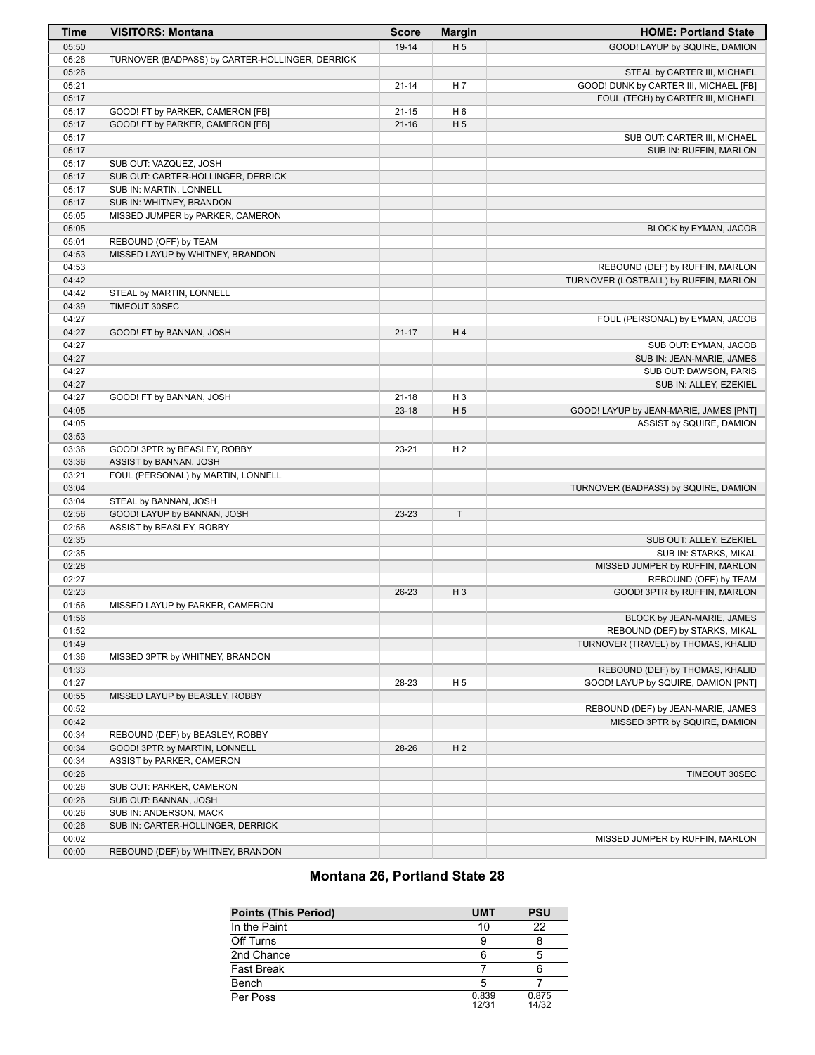| Time | VISITORS: Montana | Score | Margin | HOME: Portland State |
|---|---|---|---|---|
| 05:50 | | 19-14 | H 5 | GOOD! LAYUP by SQUIRE, DAMION |
| 05:26 | TURNOVER (BADPASS) by CARTER-HOLLINGER, DERRICK | | | |
| 05:26 | | | | STEAL by CARTER III, MICHAEL |
| 05:21 | | 21-14 | H 7 | GOOD! DUNK by CARTER III, MICHAEL [FB] |
| 05:17 | | | | FOUL (TECH) by CARTER III, MICHAEL |
| 05:17 | GOOD! FT by PARKER, CAMERON [FB] | 21-15 | H 6 | |
| 05:17 | GOOD! FT by PARKER, CAMERON [FB] | 21-16 | H 5 | |
| 05:17 | | | | SUB OUT: CARTER III, MICHAEL |
| 05:17 | | | | SUB IN: RUFFIN, MARLON |
| 05:17 | SUB OUT: VAZQUEZ, JOSH | | | |
| 05:17 | SUB OUT: CARTER-HOLLINGER, DERRICK | | | |
| 05:17 | SUB IN: MARTIN, LONNELL | | | |
| 05:17 | SUB IN: WHITNEY, BRANDON | | | |
| 05:05 | MISSED JUMPER by PARKER, CAMERON | | | |
| 05:05 | | | | BLOCK by EYMAN, JACOB |
| 05:01 | REBOUND (OFF) by TEAM | | | |
| 04:53 | MISSED LAYUP by WHITNEY, BRANDON | | | |
| 04:53 | | | | REBOUND (DEF) by RUFFIN, MARLON |
| 04:42 | | | | TURNOVER (LOSTBALL) by RUFFIN, MARLON |
| 04:42 | STEAL by MARTIN, LONNELL | | | |
| 04:39 | TIMEOUT 30SEC | | | |
| 04:27 | | | | FOUL (PERSONAL) by EYMAN, JACOB |
| 04:27 | GOOD! FT by BANNAN, JOSH | 21-17 | H 4 | |
| 04:27 | | | | SUB OUT: EYMAN, JACOB |
| 04:27 | | | | SUB IN: JEAN-MARIE, JAMES |
| 04:27 | | | | SUB OUT: DAWSON, PARIS |
| 04:27 | | | | SUB IN: ALLEY, EZEKIEL |
| 04:27 | GOOD! FT by BANNAN, JOSH | 21-18 | H 3 | |
| 04:05 | | 23-18 | H 5 | GOOD! LAYUP by JEAN-MARIE, JAMES [PNT] |
| 04:05 | | | | ASSIST by SQUIRE, DAMION |
| 03:53 | | | | |
| 03:36 | GOOD! 3PTR by BEASLEY, ROBBY | 23-21 | H 2 | |
| 03:36 | ASSIST by BANNAN, JOSH | | | |
| 03:21 | FOUL (PERSONAL) by MARTIN, LONNELL | | | |
| 03:04 | | | | TURNOVER (BADPASS) by SQUIRE, DAMION |
| 03:04 | STEAL by BANNAN, JOSH | | | |
| 02:56 | GOOD! LAYUP by BANNAN, JOSH | 23-23 | T | |
| 02:56 | ASSIST by BEASLEY, ROBBY | | | |
| 02:35 | | | | SUB OUT: ALLEY, EZEKIEL |
| 02:35 | | | | SUB IN: STARKS, MIKAL |
| 02:28 | | | | MISSED JUMPER by RUFFIN, MARLON |
| 02:27 | | | | REBOUND (OFF) by TEAM |
| 02:23 | | 26-23 | H 3 | GOOD! 3PTR by RUFFIN, MARLON |
| 01:56 | MISSED LAYUP by PARKER, CAMERON | | | |
| 01:56 | | | | BLOCK by JEAN-MARIE, JAMES |
| 01:52 | | | | REBOUND (DEF) by STARKS, MIKAL |
| 01:49 | | | | TURNOVER (TRAVEL) by THOMAS, KHALID |
| 01:36 | MISSED 3PTR by WHITNEY, BRANDON | | | |
| 01:33 | | | | REBOUND (DEF) by THOMAS, KHALID |
| 01:27 | | 28-23 | H 5 | GOOD! LAYUP by SQUIRE, DAMION [PNT] |
| 00:55 | MISSED LAYUP by BEASLEY, ROBBY | | | |
| 00:52 | | | | REBOUND (DEF) by JEAN-MARIE, JAMES |
| 00:42 | | | | MISSED 3PTR by SQUIRE, DAMION |
| 00:34 | REBOUND (DEF) by BEASLEY, ROBBY | | | |
| 00:34 | GOOD! 3PTR by MARTIN, LONNELL | 28-26 | H 2 | |
| 00:34 | ASSIST by PARKER, CAMERON | | | |
| 00:26 | | | | TIMEOUT 30SEC |
| 00:26 | SUB OUT: PARKER, CAMERON | | | |
| 00:26 | SUB OUT: BANNAN, JOSH | | | |
| 00:26 | SUB IN: ANDERSON, MACK | | | |
| 00:26 | SUB IN: CARTER-HOLLINGER, DERRICK | | | |
| 00:02 | | | | MISSED JUMPER by RUFFIN, MARLON |
| 00:00 | REBOUND (DEF) by WHITNEY, BRANDON | | | |

## Montana 26, Portland State 28

| Points (This Period) | UMT | PSU |
|---|---|---|
| In the Paint | 10 | 22 |
| Off Turns | 9 | 8 |
| 2nd Chance | 6 | 5 |
| Fast Break | 7 | 6 |
| Bench | 5 | 7 |
| Per Poss | 0.839 12/31 | 0.875 14/32 |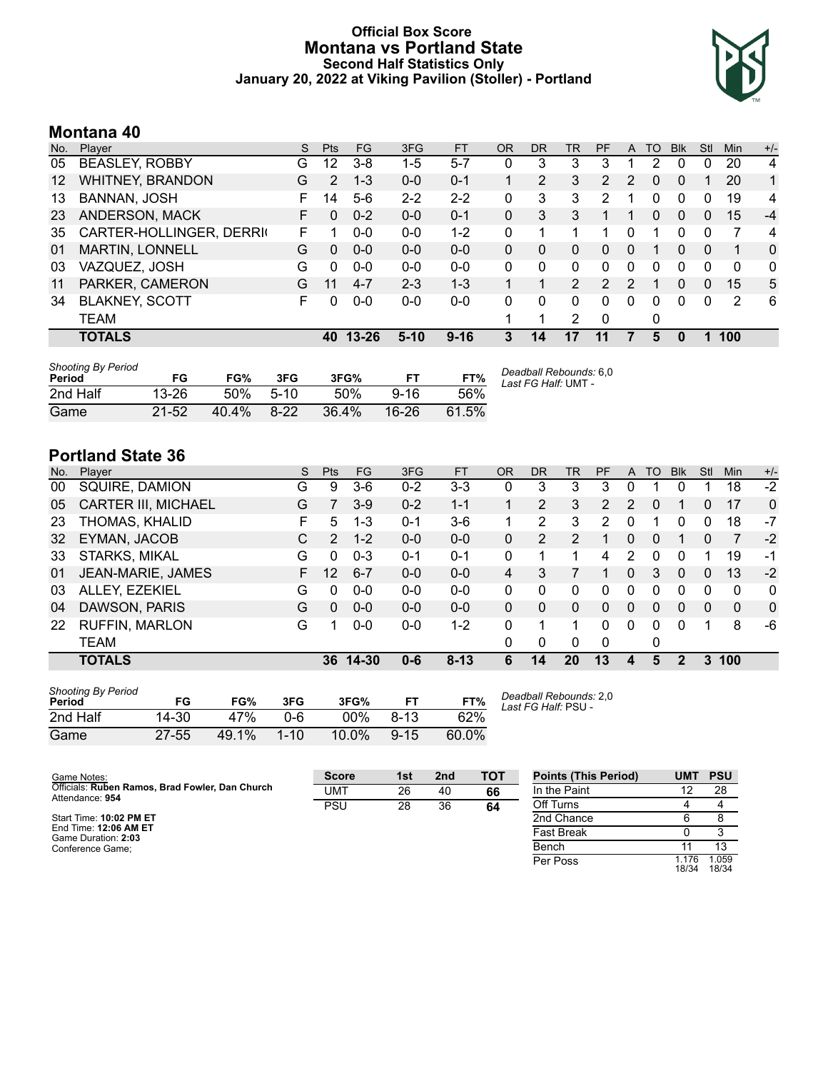# Official Box Score
## Montana vs Portland State
### Second Half Statistics Only
### January 20, 2022 at Viking Pavilion (Stoller) - Portland

## Montana 40

| No. | Player | S | Pts | FG | 3FG | FT | OR | DR | TR | PF | A | TO | Blk | Stl | Min | +/- |
|---|---|---|---|---|---|---|---|---|---|---|---|---|---|---|---|---|
| 05 | BEASLEY, ROBBY | G | 12 | 3-8 | 1-5 | 5-7 | 0 | 3 | 3 | 3 | 1 | 2 | 0 | 0 | 20 | 4 |
| 12 | WHITNEY, BRANDON | G | 2 | 1-3 | 0-0 | 0-1 | 1 | 2 | 3 | 2 | 2 | 0 | 0 | 1 | 20 | 1 |
| 13 | BANNAN, JOSH | F | 14 | 5-6 | 2-2 | 2-2 | 0 | 3 | 3 | 2 | 1 | 0 | 0 | 0 | 19 | 4 |
| 23 | ANDERSON, MACK | F | 0 | 0-2 | 0-0 | 0-1 | 0 | 3 | 3 | 1 | 1 | 0 | 0 | 0 | 15 | -4 |
| 35 | CARTER-HOLLINGER, DERRI | F | 1 | 0-0 | 0-0 | 1-2 | 0 | 1 | 1 | 1 | 0 | 1 | 0 | 0 | 7 | 4 |
| 01 | MARTIN, LONNELL | G | 0 | 0-0 | 0-0 | 0-0 | 0 | 0 | 0 | 0 | 0 | 1 | 0 | 0 | 1 | 0 |
| 03 | VAZQUEZ, JOSH | G | 0 | 0-0 | 0-0 | 0-0 | 0 | 0 | 0 | 0 | 0 | 0 | 0 | 0 | 0 | 0 |
| 11 | PARKER, CAMERON | G | 11 | 4-7 | 2-3 | 1-3 | 1 | 1 | 2 | 2 | 2 | 1 | 0 | 0 | 15 | 5 |
| 34 | BLAKNEY, SCOTT | F | 0 | 0-0 | 0-0 | 0-0 | 0 | 0 | 0 | 0 | 0 | 0 | 0 | 0 | 2 | 6 |
| | TEAM | | | | | | 1 | 1 | 2 | 0 | | 0 | | | | |
| | **TOTALS** | | **40** | **13-26** | **5-10** | **9-16** | **3** | **14** | **17** | **11** | **7** | **5** | **0** | **1** | **100** | |

*Shooting By Period*

| Period | FG | FG% | 3FG | 3FG% | FT | FT% |
|---|---|---|---|---|---|---|
| 2nd Half | 13-26 | 50% | 5-10 | 50% | 9-16 | 56% |
| Game | 21-52 | 40.4% | 8-22 | 36.4% | 16-26 | 61.5% |

*Deadball Rebounds:* 6,0
*Last FG Half:* UMT -

## Portland State 36

| No. | Player | S | Pts | FG | 3FG | FT | OR | DR | TR | PF | A | TO | Blk | Stl | Min | +/- |
|---|---|---|---|---|---|---|---|---|---|---|---|---|---|---|---|---|
| 00 | SQUIRE, DAMION | G | 9 | 3-6 | 0-2 | 3-3 | 0 | 3 | 3 | 3 | 0 | 1 | 0 | 1 | 18 | -2 |
| 05 | CARTER III, MICHAEL | G | 7 | 3-9 | 0-2 | 1-1 | 1 | 2 | 3 | 2 | 2 | 0 | 1 | 0 | 17 | 0 |
| 23 | THOMAS, KHALID | F | 5 | 1-3 | 0-1 | 3-6 | 1 | 2 | 3 | 2 | 0 | 1 | 0 | 0 | 18 | -7 |
| 32 | EYMAN, JACOB | C | 2 | 1-2 | 0-0 | 0-0 | 0 | 2 | 2 | 1 | 0 | 0 | 1 | 0 | 7 | -2 |
| 33 | STARKS, MIKAL | G | 0 | 0-3 | 0-1 | 0-1 | 0 | 1 | 1 | 4 | 2 | 0 | 0 | 1 | 19 | -1 |
| 01 | JEAN-MARIE, JAMES | F | 12 | 6-7 | 0-0 | 0-0 | 4 | 3 | 7 | 1 | 0 | 3 | 0 | 0 | 13 | -2 |
| 03 | ALLEY, EZEKIEL | G | 0 | 0-0 | 0-0 | 0-0 | 0 | 0 | 0 | 0 | 0 | 0 | 0 | 0 | 0 | 0 |
| 04 | DAWSON, PARIS | G | 0 | 0-0 | 0-0 | 0-0 | 0 | 0 | 0 | 0 | 0 | 0 | 0 | 0 | 0 | 0 |
| 22 | RUFFIN, MARLON | G | 1 | 0-0 | 0-0 | 1-2 | 0 | 1 | 1 | 0 | 0 | 0 | 0 | 1 | 8 | -6 |
| | TEAM | | | | | | 0 | 0 | 0 | 0 | | 0 | | | | |
| | **TOTALS** | | **36** | **14-30** | **0-6** | **8-13** | **6** | **14** | **20** | **13** | **4** | **5** | **2** | **3** | **100** | |

*Shooting By Period*

| Period | FG | FG% | 3FG | 3FG% | FT | FT% |
|---|---|---|---|---|---|---|
| 2nd Half | 14-30 | 47% | 0-6 | 00% | 8-13 | 62% |
| Game | 27-55 | 49.1% | 1-10 | 10.0% | 9-15 | 60.0% |

*Deadball Rebounds:* 2,0
*Last FG Half:* PSU -

Game Notes:
Officials: **Ruben Ramos, Brad Fowler, Dan Church**
Attendance: **954**

Start Time: **10:02 PM ET**
End Time: **12:06 AM ET**
Game Duration: **2:03**
Conference Game;

| Score | 1st | 2nd | TOT |
|---|---|---|---|
| UMT | 26 | 40 | **66** |
| PSU | 28 | 36 | **64** |

| Points (This Period) | UMT | PSU |
|---|---|---|
| In the Paint | 12 | 28 |
| Off Turns | 4 | 4 |
| 2nd Chance | 6 | 8 |
| Fast Break | 0 | 3 |
| Bench | 11 | 13 |
| Per Poss | 1.176 18/34 | 1.059 18/34 |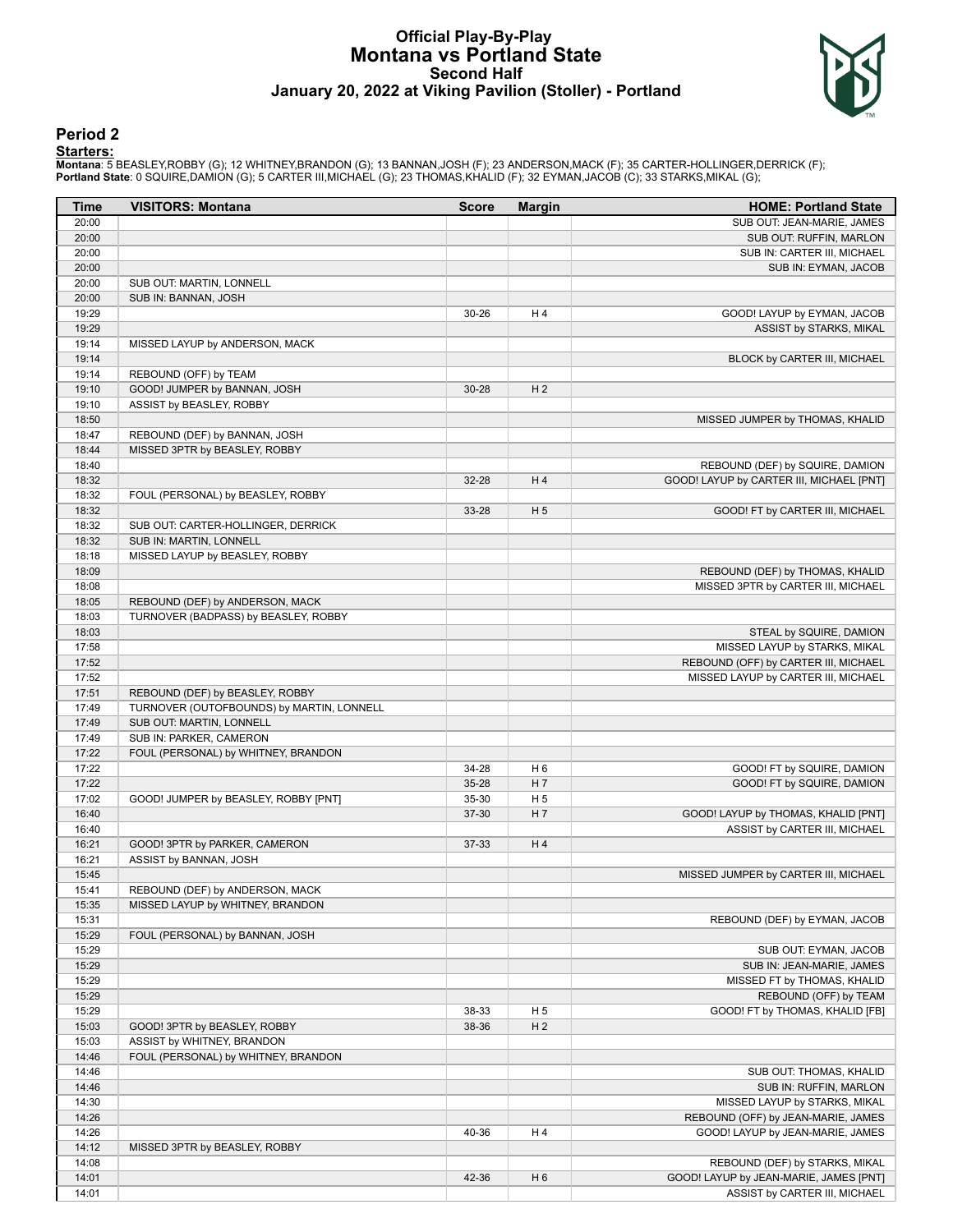# Official Play-By-Play
## Montana vs Portland State
### Second Half
### January 20, 2022 at Viking Pavilion (Stoller) - Portland

## Period 2

**Starters:**

**Montana**: 5 BEASLEY,ROBBY (G); 12 WHITNEY,BRANDON (G); 13 BANNAN,JOSH (F); 23 ANDERSON,MACK (F); 35 CARTER-HOLLINGER,DERRICK (F);
**Portland State**: 0 SQUIRE,DAMION (G); 5 CARTER III,MICHAEL (G); 23 THOMAS,KHALID (F); 32 EYMAN,JACOB (C); 33 STARKS,MIKAL (G);

| Time | VISITORS: Montana | Score | Margin | HOME: Portland State |
|---|---|---|---|---|
| 20:00 | | | | SUB OUT: JEAN-MARIE, JAMES |
| 20:00 | | | | SUB OUT: RUFFIN, MARLON |
| 20:00 | | | | SUB IN: CARTER III, MICHAEL |
| 20:00 | | | | SUB IN: EYMAN, JACOB |
| 20:00 | SUB OUT: MARTIN, LONNELL | | | |
| 20:00 | SUB IN: BANNAN, JOSH | | | |
| 19:29 | | 30-26 | H 4 | GOOD! LAYUP by EYMAN, JACOB |
| 19:29 | | | | ASSIST by STARKS, MIKAL |
| 19:14 | MISSED LAYUP by ANDERSON, MACK | | | |
| 19:14 | | | | BLOCK by CARTER III, MICHAEL |
| 19:14 | REBOUND (OFF) by TEAM | | | |
| 19:10 | GOOD! JUMPER by BANNAN, JOSH | 30-28 | H 2 | |
| 19:10 | ASSIST by BEASLEY, ROBBY | | | |
| 18:50 | | | | MISSED JUMPER by THOMAS, KHALID |
| 18:47 | REBOUND (DEF) by BANNAN, JOSH | | | |
| 18:44 | MISSED 3PTR by BEASLEY, ROBBY | | | |
| 18:40 | | | | REBOUND (DEF) by SQUIRE, DAMION |
| 18:32 | | 32-28 | H 4 | GOOD! LAYUP by CARTER III, MICHAEL [PNT] |
| 18:32 | FOUL (PERSONAL) by BEASLEY, ROBBY | | | |
| 18:32 | | 33-28 | H 5 | GOOD! FT by CARTER III, MICHAEL |
| 18:32 | SUB OUT: CARTER-HOLLINGER, DERRICK | | | |
| 18:32 | SUB IN: MARTIN, LONNELL | | | |
| 18:18 | MISSED LAYUP by BEASLEY, ROBBY | | | |
| 18:09 | | | | REBOUND (DEF) by THOMAS, KHALID |
| 18:08 | | | | MISSED 3PTR by CARTER III, MICHAEL |
| 18:05 | REBOUND (DEF) by ANDERSON, MACK | | | |
| 18:03 | TURNOVER (BADPASS) by BEASLEY, ROBBY | | | |
| 18:03 | | | | STEAL by SQUIRE, DAMION |
| 17:58 | | | | MISSED LAYUP by STARKS, MIKAL |
| 17:52 | | | | REBOUND (OFF) by CARTER III, MICHAEL |
| 17:52 | | | | MISSED LAYUP by CARTER III, MICHAEL |
| 17:51 | REBOUND (DEF) by BEASLEY, ROBBY | | | |
| 17:49 | TURNOVER (OUTOFBOUNDS) by MARTIN, LONNELL | | | |
| 17:49 | SUB OUT: MARTIN, LONNELL | | | |
| 17:49 | SUB IN: PARKER, CAMERON | | | |
| 17:22 | FOUL (PERSONAL) by WHITNEY, BRANDON | | | |
| 17:22 | | 34-28 | H 6 | GOOD! FT by SQUIRE, DAMION |
| 17:22 | | 35-28 | H 7 | GOOD! FT by SQUIRE, DAMION |
| 17:02 | GOOD! JUMPER by BEASLEY, ROBBY [PNT] | 35-30 | H 5 | |
| 16:40 | | 37-30 | H 7 | GOOD! LAYUP by THOMAS, KHALID [PNT] |
| 16:40 | | | | ASSIST by CARTER III, MICHAEL |
| 16:21 | GOOD! 3PTR by PARKER, CAMERON | 37-33 | H 4 | |
| 16:21 | ASSIST by BANNAN, JOSH | | | |
| 15:45 | | | | MISSED JUMPER by CARTER III, MICHAEL |
| 15:41 | REBOUND (DEF) by ANDERSON, MACK | | | |
| 15:35 | MISSED LAYUP by WHITNEY, BRANDON | | | |
| 15:31 | | | | REBOUND (DEF) by EYMAN, JACOB |
| 15:29 | FOUL (PERSONAL) by BANNAN, JOSH | | | |
| 15:29 | | | | SUB OUT: EYMAN, JACOB |
| 15:29 | | | | SUB IN: JEAN-MARIE, JAMES |
| 15:29 | | | | MISSED FT by THOMAS, KHALID |
| 15:29 | | | | REBOUND (OFF) by TEAM |
| 15:29 | | 38-33 | H 5 | GOOD! FT by THOMAS, KHALID [FB] |
| 15:03 | GOOD! 3PTR by BEASLEY, ROBBY | 38-36 | H 2 | |
| 15:03 | ASSIST by WHITNEY, BRANDON | | | |
| 14:46 | FOUL (PERSONAL) by WHITNEY, BRANDON | | | |
| 14:46 | | | | SUB OUT: THOMAS, KHALID |
| 14:46 | | | | SUB IN: RUFFIN, MARLON |
| 14:30 | | | | MISSED LAYUP by STARKS, MIKAL |
| 14:26 | | | | REBOUND (OFF) by JEAN-MARIE, JAMES |
| 14:26 | | 40-36 | H 4 | GOOD! LAYUP by JEAN-MARIE, JAMES |
| 14:12 | MISSED 3PTR by BEASLEY, ROBBY | | | |
| 14:08 | | | | REBOUND (DEF) by STARKS, MIKAL |
| 14:01 | | 42-36 | H 6 | GOOD! LAYUP by JEAN-MARIE, JAMES [PNT] |
| 14:01 | | | | ASSIST by CARTER III, MICHAEL |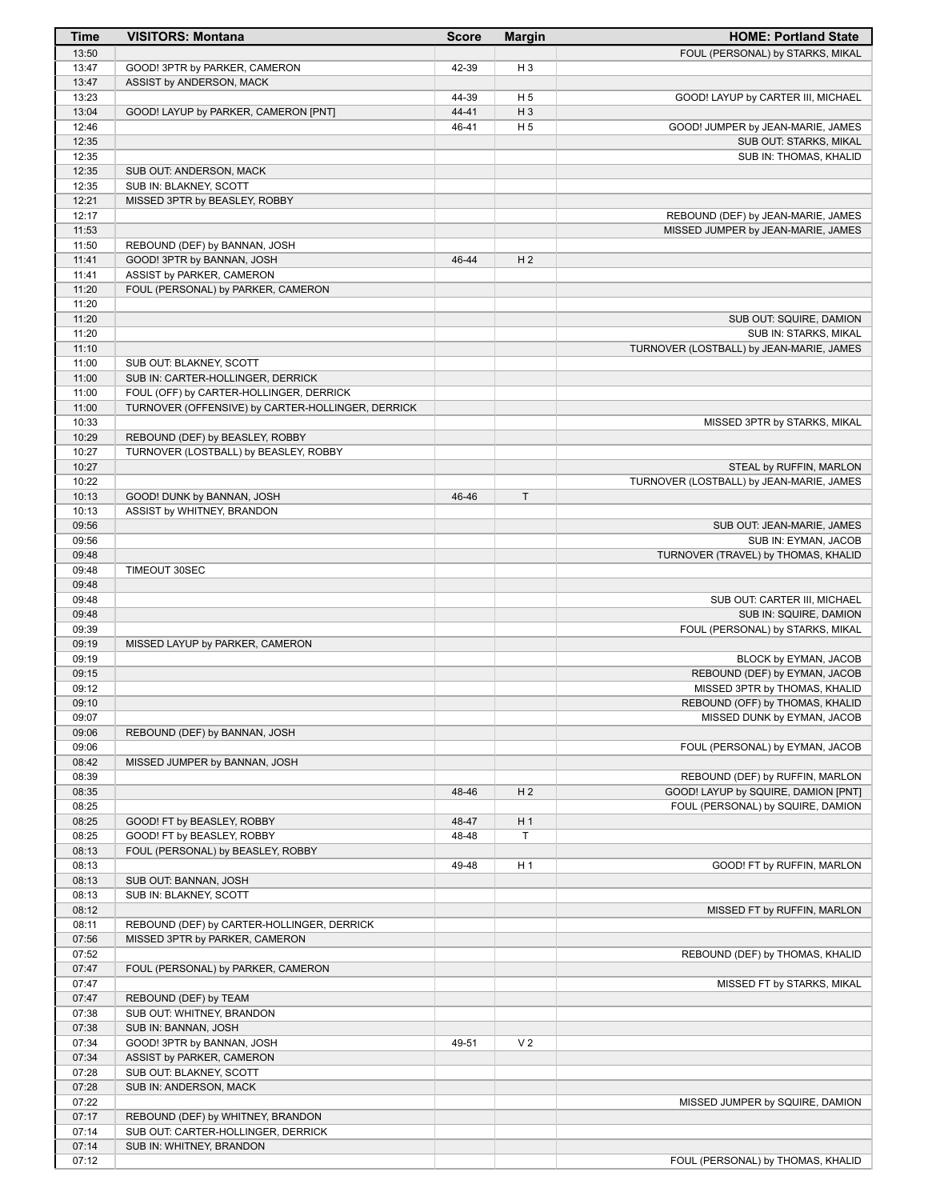| Time | VISITORS: Montana | Score | Margin | HOME: Portland State |
| --- | --- | --- | --- | --- |
| 13:50 | | | | FOUL (PERSONAL) by STARKS, MIKAL |
| 13:47 | GOOD! 3PTR by PARKER, CAMERON | 42-39 | H 3 | |
| 13:47 | ASSIST by ANDERSON, MACK | | | |
| 13:23 | | 44-39 | H 5 | GOOD! LAYUP by CARTER III, MICHAEL |
| 13:04 | GOOD! LAYUP by PARKER, CAMERON [PNT] | 44-41 | H 3 | |
| 12:46 | | 46-41 | H 5 | GOOD! JUMPER by JEAN-MARIE, JAMES |
| 12:35 | | | | SUB OUT: STARKS, MIKAL |
| 12:35 | | | | SUB IN: THOMAS, KHALID |
| 12:35 | SUB OUT: ANDERSON, MACK | | | |
| 12:35 | SUB IN: BLAKNEY, SCOTT | | | |
| 12:21 | MISSED 3PTR by BEASLEY, ROBBY | | | |
| 12:17 | | | | REBOUND (DEF) by JEAN-MARIE, JAMES |
| 11:53 | | | | MISSED JUMPER by JEAN-MARIE, JAMES |
| 11:50 | REBOUND (DEF) by BANNAN, JOSH | | | |
| 11:41 | GOOD! 3PTR by BANNAN, JOSH | 46-44 | H 2 | |
| 11:41 | ASSIST by PARKER, CAMERON | | | |
| 11:20 | FOUL (PERSONAL) by PARKER, CAMERON | | | |
| 11:20 | | | | |
| 11:20 | | | | SUB OUT: SQUIRE, DAMION |
| 11:20 | | | | SUB IN: STARKS, MIKAL |
| 11:10 | | | | TURNOVER (LOSTBALL) by JEAN-MARIE, JAMES |
| 11:00 | SUB OUT: BLAKNEY, SCOTT | | | |
| 11:00 | SUB IN: CARTER-HOLLINGER, DERRICK | | | |
| 11:00 | FOUL (OFF) by CARTER-HOLLINGER, DERRICK | | | |
| 11:00 | TURNOVER (OFFENSIVE) by CARTER-HOLLINGER, DERRICK | | | |
| 10:33 | | | | MISSED 3PTR by STARKS, MIKAL |
| 10:29 | REBOUND (DEF) by BEASLEY, ROBBY | | | |
| 10:27 | TURNOVER (LOSTBALL) by BEASLEY, ROBBY | | | |
| 10:27 | | | | STEAL by RUFFIN, MARLON |
| 10:22 | | | | TURNOVER (LOSTBALL) by JEAN-MARIE, JAMES |
| 10:13 | GOOD! DUNK by BANNAN, JOSH | 46-46 | T | |
| 10:13 | ASSIST by WHITNEY, BRANDON | | | |
| 09:56 | | | | SUB OUT: JEAN-MARIE, JAMES |
| 09:56 | | | | SUB IN: EYMAN, JACOB |
| 09:48 | | | | TURNOVER (TRAVEL) by THOMAS, KHALID |
| 09:48 | TIMEOUT 30SEC | | | |
| 09:48 | | | | |
| 09:48 | | | | SUB OUT: CARTER III, MICHAEL |
| 09:48 | | | | SUB IN: SQUIRE, DAMION |
| 09:39 | | | | FOUL (PERSONAL) by STARKS, MIKAL |
| 09:19 | MISSED LAYUP by PARKER, CAMERON | | | |
| 09:19 | | | | BLOCK by EYMAN, JACOB |
| 09:15 | | | | REBOUND (DEF) by EYMAN, JACOB |
| 09:12 | | | | MISSED 3PTR by THOMAS, KHALID |
| 09:10 | | | | REBOUND (OFF) by THOMAS, KHALID |
| 09:07 | | | | MISSED DUNK by EYMAN, JACOB |
| 09:06 | REBOUND (DEF) by BANNAN, JOSH | | | |
| 09:06 | | | | FOUL (PERSONAL) by EYMAN, JACOB |
| 08:42 | MISSED JUMPER by BANNAN, JOSH | | | |
| 08:39 | | | | REBOUND (DEF) by RUFFIN, MARLON |
| 08:35 | | 48-46 | H 2 | GOOD! LAYUP by SQUIRE, DAMION [PNT] |
| 08:25 | | | | FOUL (PERSONAL) by SQUIRE, DAMION |
| 08:25 | GOOD! FT by BEASLEY, ROBBY | 48-47 | H 1 | |
| 08:25 | GOOD! FT by BEASLEY, ROBBY | 48-48 | T | |
| 08:13 | FOUL (PERSONAL) by BEASLEY, ROBBY | | | |
| 08:13 | | 49-48 | H 1 | GOOD! FT by RUFFIN, MARLON |
| 08:13 | SUB OUT: BANNAN, JOSH | | | |
| 08:13 | SUB IN: BLAKNEY, SCOTT | | | |
| 08:12 | | | | MISSED FT by RUFFIN, MARLON |
| 08:11 | REBOUND (DEF) by CARTER-HOLLINGER, DERRICK | | | |
| 07:56 | MISSED 3PTR by PARKER, CAMERON | | | |
| 07:52 | | | | REBOUND (DEF) by THOMAS, KHALID |
| 07:47 | FOUL (PERSONAL) by PARKER, CAMERON | | | |
| 07:47 | | | | MISSED FT by STARKS, MIKAL |
| 07:47 | REBOUND (DEF) by TEAM | | | |
| 07:38 | SUB OUT: WHITNEY, BRANDON | | | |
| 07:38 | SUB IN: BANNAN, JOSH | | | |
| 07:34 | GOOD! 3PTR by BANNAN, JOSH | 49-51 | V 2 | |
| 07:34 | ASSIST by PARKER, CAMERON | | | |
| 07:28 | SUB OUT: BLAKNEY, SCOTT | | | |
| 07:28 | SUB IN: ANDERSON, MACK | | | |
| 07:22 | | | | MISSED JUMPER by SQUIRE, DAMION |
| 07:17 | REBOUND (DEF) by WHITNEY, BRANDON | | | |
| 07:14 | SUB OUT: CARTER-HOLLINGER, DERRICK | | | |
| 07:14 | SUB IN: WHITNEY, BRANDON | | | |
| 07:12 | | | | FOUL (PERSONAL) by THOMAS, KHALID |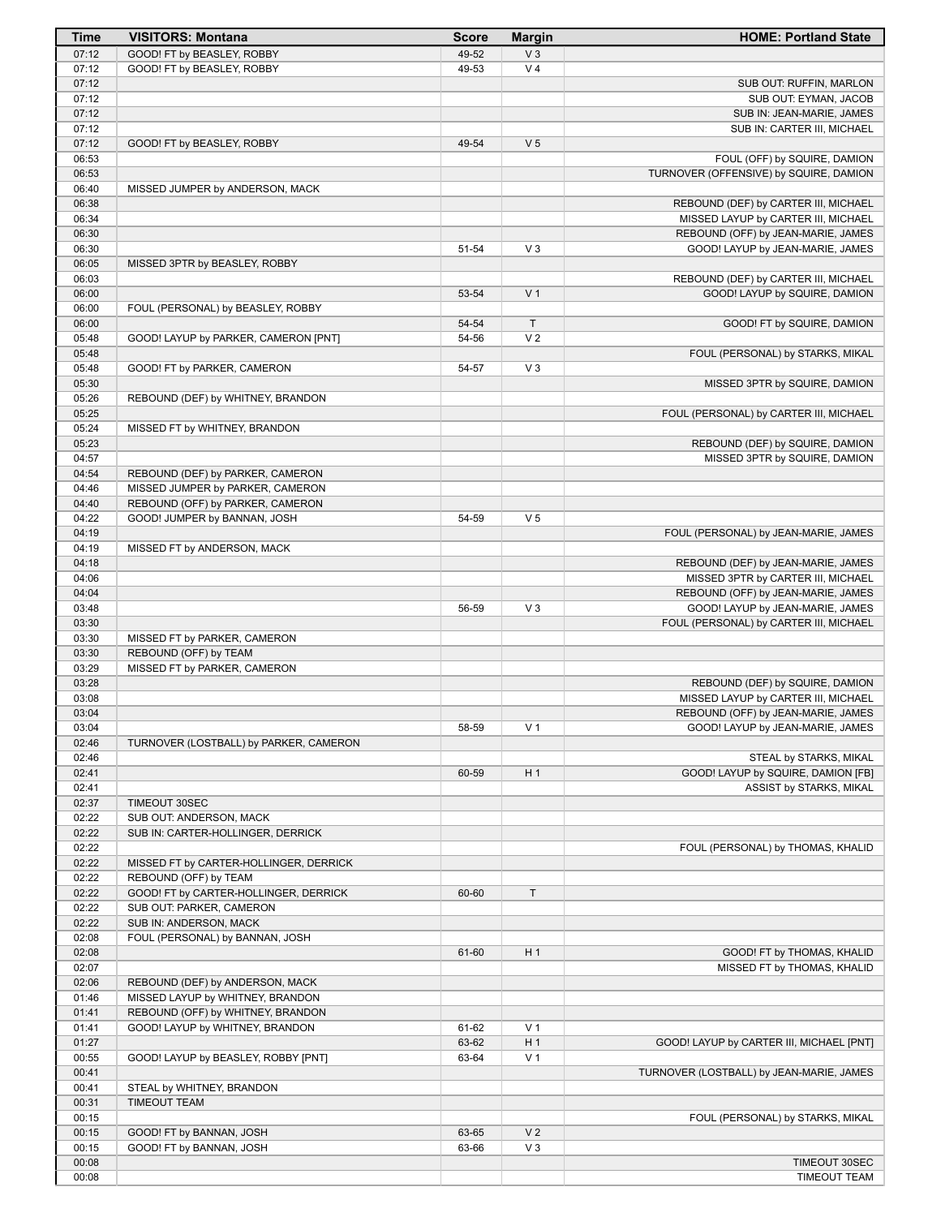| Time | VISITORS: Montana | Score | Margin | HOME: Portland State |
|---|---|---|---|---|
| 07:12 | GOOD! FT by BEASLEY, ROBBY | 49-52 | V 3 | |
| 07:12 | GOOD! FT by BEASLEY, ROBBY | 49-53 | V 4 | |
| 07:12 | | | | SUB OUT: RUFFIN, MARLON |
| 07:12 | | | | SUB OUT: EYMAN, JACOB |
| 07:12 | | | | SUB IN: JEAN-MARIE, JAMES |
| 07:12 | | | | SUB IN: CARTER III, MICHAEL |
| 07:12 | GOOD! FT by BEASLEY, ROBBY | 49-54 | V 5 | |
| 06:53 | | | | FOUL (OFF) by SQUIRE, DAMION |
| 06:53 | | | | TURNOVER (OFFENSIVE) by SQUIRE, DAMION |
| 06:40 | MISSED JUMPER by ANDERSON, MACK | | | |
| 06:38 | | | | REBOUND (DEF) by CARTER III, MICHAEL |
| 06:34 | | | | MISSED LAYUP by CARTER III, MICHAEL |
| 06:30 | | | | REBOUND (OFF) by JEAN-MARIE, JAMES |
| 06:30 | | 51-54 | V 3 | GOOD! LAYUP by JEAN-MARIE, JAMES |
| 06:05 | MISSED 3PTR by BEASLEY, ROBBY | | | |
| 06:03 | | | | REBOUND (DEF) by CARTER III, MICHAEL |
| 06:00 | | 53-54 | V 1 | GOOD! LAYUP by SQUIRE, DAMION |
| 06:00 | FOUL (PERSONAL) by BEASLEY, ROBBY | | | |
| 06:00 | | 54-54 | T | GOOD! FT by SQUIRE, DAMION |
| 05:48 | GOOD! LAYUP by PARKER, CAMERON [PNT] | 54-56 | V 2 | |
| 05:48 | | | | FOUL (PERSONAL) by STARKS, MIKAL |
| 05:48 | GOOD! FT by PARKER, CAMERON | 54-57 | V 3 | |
| 05:30 | | | | MISSED 3PTR by SQUIRE, DAMION |
| 05:26 | REBOUND (DEF) by WHITNEY, BRANDON | | | |
| 05:25 | | | | FOUL (PERSONAL) by CARTER III, MICHAEL |
| 05:24 | MISSED FT by WHITNEY, BRANDON | | | |
| 05:23 | | | | REBOUND (DEF) by SQUIRE, DAMION |
| 04:57 | | | | MISSED 3PTR by SQUIRE, DAMION |
| 04:54 | REBOUND (DEF) by PARKER, CAMERON | | | |
| 04:46 | MISSED JUMPER by PARKER, CAMERON | | | |
| 04:40 | REBOUND (OFF) by PARKER, CAMERON | | | |
| 04:22 | GOOD! JUMPER by BANNAN, JOSH | 54-59 | V 5 | |
| 04:19 | | | | FOUL (PERSONAL) by JEAN-MARIE, JAMES |
| 04:19 | MISSED FT by ANDERSON, MACK | | | |
| 04:18 | | | | REBOUND (DEF) by JEAN-MARIE, JAMES |
| 04:06 | | | | MISSED 3PTR by CARTER III, MICHAEL |
| 04:04 | | | | REBOUND (OFF) by JEAN-MARIE, JAMES |
| 03:48 | | 56-59 | V 3 | GOOD! LAYUP by JEAN-MARIE, JAMES |
| 03:30 | | | | FOUL (PERSONAL) by CARTER III, MICHAEL |
| 03:30 | MISSED FT by PARKER, CAMERON | | | |
| 03:30 | REBOUND (OFF) by TEAM | | | |
| 03:29 | MISSED FT by PARKER, CAMERON | | | |
| 03:28 | | | | REBOUND (DEF) by SQUIRE, DAMION |
| 03:08 | | | | MISSED LAYUP by CARTER III, MICHAEL |
| 03:04 | | | | REBOUND (OFF) by JEAN-MARIE, JAMES |
| 03:04 | | 58-59 | V 1 | GOOD! LAYUP by JEAN-MARIE, JAMES |
| 02:46 | TURNOVER (LOSTBALL) by PARKER, CAMERON | | | |
| 02:46 | | | | STEAL by STARKS, MIKAL |
| 02:41 | | 60-59 | H 1 | GOOD! LAYUP by SQUIRE, DAMION [FB] |
| 02:41 | | | | ASSIST by STARKS, MIKAL |
| 02:37 | TIMEOUT 30SEC | | | |
| 02:22 | SUB OUT: ANDERSON, MACK | | | |
| 02:22 | SUB IN: CARTER-HOLLINGER, DERRICK | | | |
| 02:22 | | | | FOUL (PERSONAL) by THOMAS, KHALID |
| 02:22 | MISSED FT by CARTER-HOLLINGER, DERRICK | | | |
| 02:22 | REBOUND (OFF) by TEAM | | | |
| 02:22 | GOOD! FT by CARTER-HOLLINGER, DERRICK | 60-60 | T | |
| 02:22 | SUB OUT: PARKER, CAMERON | | | |
| 02:22 | SUB IN: ANDERSON, MACK | | | |
| 02:08 | FOUL (PERSONAL) by BANNAN, JOSH | | | |
| 02:08 | | 61-60 | H 1 | GOOD! FT by THOMAS, KHALID |
| 02:07 | | | | MISSED FT by THOMAS, KHALID |
| 02:06 | REBOUND (DEF) by ANDERSON, MACK | | | |
| 01:46 | MISSED LAYUP by WHITNEY, BRANDON | | | |
| 01:41 | REBOUND (OFF) by WHITNEY, BRANDON | | | |
| 01:41 | GOOD! LAYUP by WHITNEY, BRANDON | 61-62 | V 1 | |
| 01:27 | | 63-62 | H 1 | GOOD! LAYUP by CARTER III, MICHAEL [PNT] |
| 00:55 | GOOD! LAYUP by BEASLEY, ROBBY [PNT] | 63-64 | V 1 | |
| 00:41 | | | | TURNOVER (LOSTBALL) by JEAN-MARIE, JAMES |
| 00:41 | STEAL by WHITNEY, BRANDON | | | |
| 00:31 | TIMEOUT TEAM | | | |
| 00:15 | | | | FOUL (PERSONAL) by STARKS, MIKAL |
| 00:15 | GOOD! FT by BANNAN, JOSH | 63-65 | V 2 | |
| 00:15 | GOOD! FT by BANNAN, JOSH | 63-66 | V 3 | |
| 00:08 | | | | TIMEOUT 30SEC |
| 00:08 | | | | TIMEOUT TEAM |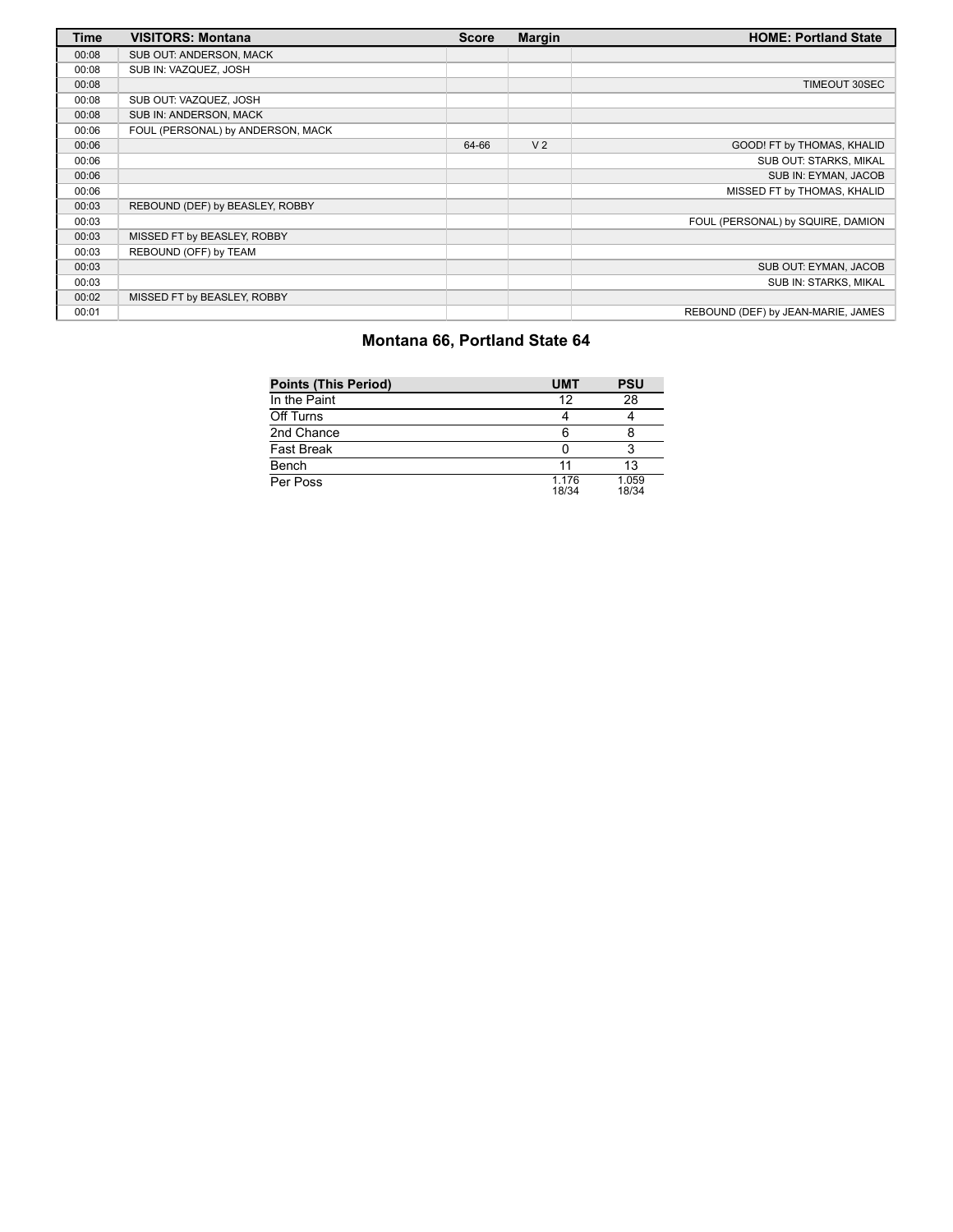| Time | VISITORS: Montana | Score | Margin | HOME: Portland State |
|---|---|---|---|---|
| 00:08 | SUB OUT: ANDERSON, MACK | | | |
| 00:08 | SUB IN: VAZQUEZ, JOSH | | | |
| 00:08 | | | | TIMEOUT 30SEC |
| 00:08 | SUB OUT: VAZQUEZ, JOSH | | | |
| 00:08 | SUB IN: ANDERSON, MACK | | | |
| 00:06 | FOUL (PERSONAL) by ANDERSON, MACK | | | |
| 00:06 | | 64-66 | V 2 | GOOD! FT by THOMAS, KHALID |
| 00:06 | | | | SUB OUT: STARKS, MIKAL |
| 00:06 | | | | SUB IN: EYMAN, JACOB |
| 00:06 | | | | MISSED FT by THOMAS, KHALID |
| 00:03 | REBOUND (DEF) by BEASLEY, ROBBY | | | |
| 00:03 | | | | FOUL (PERSONAL) by SQUIRE, DAMION |
| 00:03 | MISSED FT by BEASLEY, ROBBY | | | |
| 00:03 | REBOUND (OFF) by TEAM | | | |
| 00:03 | | | | SUB OUT: EYMAN, JACOB |
| 00:03 | | | | SUB IN: STARKS, MIKAL |
| 00:02 | MISSED FT by BEASLEY, ROBBY | | | |
| 00:01 | | | | REBOUND (DEF) by JEAN-MARIE, JAMES |

## Montana 66, Portland State 64

| Points (This Period) | UMT | PSU |
|---|---|---|
| In the Paint | 12 | 28 |
| Off Turns | 4 | 4 |
| 2nd Chance | 6 | 8 |
| Fast Break | 0 | 3 |
| Bench | 11 | 13 |
| Per Poss | 1.176 18/34 | 1.059 18/34 |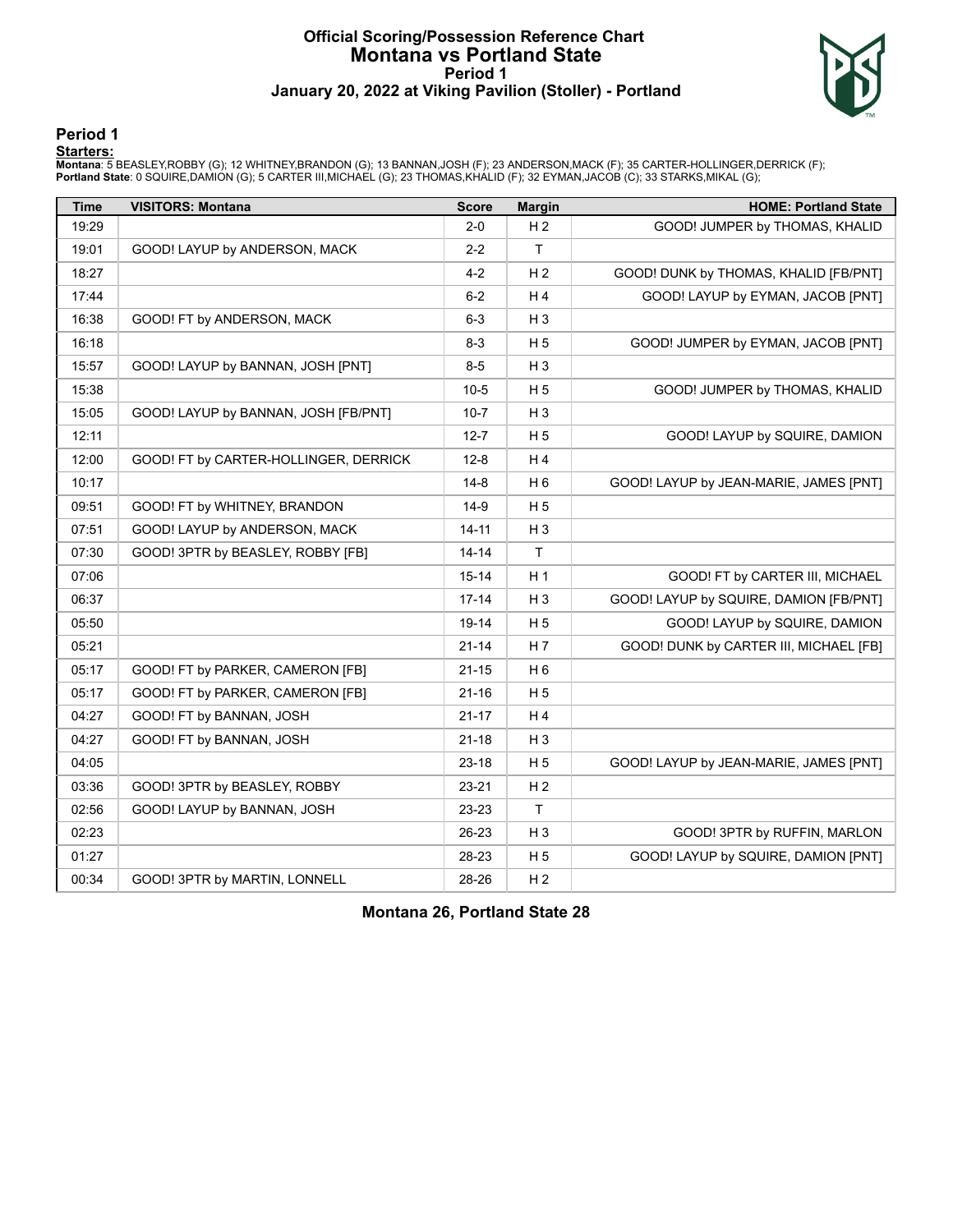# Official Scoring/Possession Reference Chart
## Montana vs Portland State
### Period 1
### January 20, 2022 at Viking Pavilion (Stoller) - Portland

## Period 1

**Starters:**

**Montana**: 5 BEASLEY,ROBBY (G); 12 WHITNEY,BRANDON (G); 13 BANNAN,JOSH (F); 23 ANDERSON,MACK (F); 35 CARTER-HOLLINGER,DERRICK (F);
**Portland State**: 0 SQUIRE,DAMION (G); 5 CARTER III,MICHAEL (G); 23 THOMAS,KHALID (F); 32 EYMAN,JACOB (C); 33 STARKS,MIKAL (G);

| Time | VISITORS: Montana | Score | Margin | HOME: Portland State |
|---|---|---|---|---|
| 19:29 | | 2-0 | H 2 | GOOD! JUMPER by THOMAS, KHALID |
| 19:01 | GOOD! LAYUP by ANDERSON, MACK | 2-2 | T | |
| 18:27 | | 4-2 | H 2 | GOOD! DUNK by THOMAS, KHALID [FB/PNT] |
| 17:44 | | 6-2 | H 4 | GOOD! LAYUP by EYMAN, JACOB [PNT] |
| 16:38 | GOOD! FT by ANDERSON, MACK | 6-3 | H 3 | |
| 16:18 | | 8-3 | H 5 | GOOD! JUMPER by EYMAN, JACOB [PNT] |
| 15:57 | GOOD! LAYUP by BANNAN, JOSH [PNT] | 8-5 | H 3 | |
| 15:38 | | 10-5 | H 5 | GOOD! JUMPER by THOMAS, KHALID |
| 15:05 | GOOD! LAYUP by BANNAN, JOSH [FB/PNT] | 10-7 | H 3 | |
| 12:11 | | 12-7 | H 5 | GOOD! LAYUP by SQUIRE, DAMION |
| 12:00 | GOOD! FT by CARTER-HOLLINGER, DERRICK | 12-8 | H 4 | |
| 10:17 | | 14-8 | H 6 | GOOD! LAYUP by JEAN-MARIE, JAMES [PNT] |
| 09:51 | GOOD! FT by WHITNEY, BRANDON | 14-9 | H 5 | |
| 07:51 | GOOD! LAYUP by ANDERSON, MACK | 14-11 | H 3 | |
| 07:30 | GOOD! 3PTR by BEASLEY, ROBBY [FB] | 14-14 | T | |
| 07:06 | | 15-14 | H 1 | GOOD! FT by CARTER III, MICHAEL |
| 06:37 | | 17-14 | H 3 | GOOD! LAYUP by SQUIRE, DAMION [FB/PNT] |
| 05:50 | | 19-14 | H 5 | GOOD! LAYUP by SQUIRE, DAMION |
| 05:21 | | 21-14 | H 7 | GOOD! DUNK by CARTER III, MICHAEL [FB] |
| 05:17 | GOOD! FT by PARKER, CAMERON [FB] | 21-15 | H 6 | |
| 05:17 | GOOD! FT by PARKER, CAMERON [FB] | 21-16 | H 5 | |
| 04:27 | GOOD! FT by BANNAN, JOSH | 21-17 | H 4 | |
| 04:27 | GOOD! FT by BANNAN, JOSH | 21-18 | H 3 | |
| 04:05 | | 23-18 | H 5 | GOOD! LAYUP by JEAN-MARIE, JAMES [PNT] |
| 03:36 | GOOD! 3PTR by BEASLEY, ROBBY | 23-21 | H 2 | |
| 02:56 | GOOD! LAYUP by BANNAN, JOSH | 23-23 | T | |
| 02:23 | | 26-23 | H 3 | GOOD! 3PTR by RUFFIN, MARLON |
| 01:27 | | 28-23 | H 5 | GOOD! LAYUP by SQUIRE, DAMION [PNT] |
| 00:34 | GOOD! 3PTR by MARTIN, LONNELL | 28-26 | H 2 | |

**Montana 26, Portland State 28**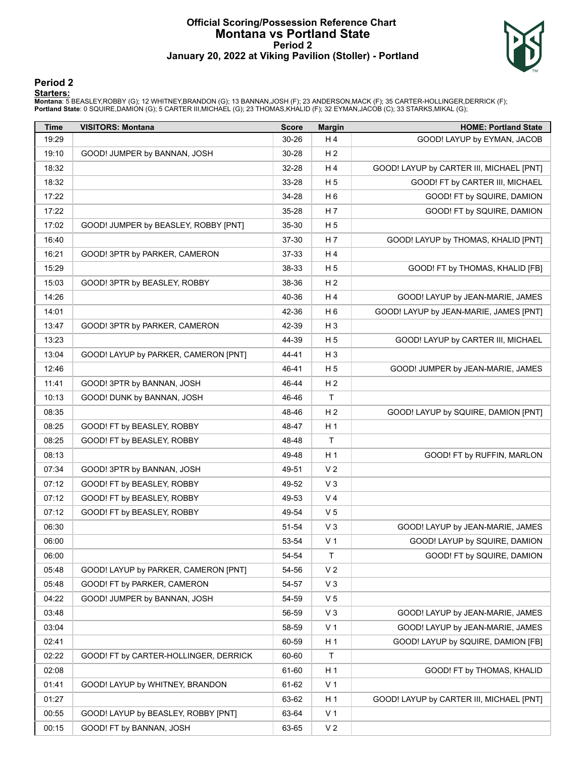# Official Scoring/Possession Reference Chart
## Montana vs Portland State
### Period 2
### January 20, 2022 at Viking Pavilion (Stoller) - Portland

## Period 2

**Starters:**

**Montana**: 5 BEASLEY,ROBBY (G); 12 WHITNEY,BRANDON (G); 13 BANNAN,JOSH (F); 23 ANDERSON,MACK (F); 35 CARTER-HOLLINGER,DERRICK (F);
**Portland State**: 0 SQUIRE,DAMION (G); 5 CARTER III,MICHAEL (G); 23 THOMAS,KHALID (F); 32 EYMAN,JACOB (C); 33 STARKS,MIKAL (G);

| Time | VISITORS: Montana | Score | Margin | HOME: Portland State |
|---|---|---|---|---|
| 19:29 | | 30-26 | H 4 | GOOD! LAYUP by EYMAN, JACOB |
| 19:10 | GOOD! JUMPER by BANNAN, JOSH | 30-28 | H 2 | |
| 18:32 | | 32-28 | H 4 | GOOD! LAYUP by CARTER III, MICHAEL [PNT] |
| 18:32 | | 33-28 | H 5 | GOOD! FT by CARTER III, MICHAEL |
| 17:22 | | 34-28 | H 6 | GOOD! FT by SQUIRE, DAMION |
| 17:22 | | 35-28 | H 7 | GOOD! FT by SQUIRE, DAMION |
| 17:02 | GOOD! JUMPER by BEASLEY, ROBBY [PNT] | 35-30 | H 5 | |
| 16:40 | | 37-30 | H 7 | GOOD! LAYUP by THOMAS, KHALID [PNT] |
| 16:21 | GOOD! 3PTR by PARKER, CAMERON | 37-33 | H 4 | |
| 15:29 | | 38-33 | H 5 | GOOD! FT by THOMAS, KHALID [FB] |
| 15:03 | GOOD! 3PTR by BEASLEY, ROBBY | 38-36 | H 2 | |
| 14:26 | | 40-36 | H 4 | GOOD! LAYUP by JEAN-MARIE, JAMES |
| 14:01 | | 42-36 | H 6 | GOOD! LAYUP by JEAN-MARIE, JAMES [PNT] |
| 13:47 | GOOD! 3PTR by PARKER, CAMERON | 42-39 | H 3 | |
| 13:23 | | 44-39 | H 5 | GOOD! LAYUP by CARTER III, MICHAEL |
| 13:04 | GOOD! LAYUP by PARKER, CAMERON [PNT] | 44-41 | H 3 | |
| 12:46 | | 46-41 | H 5 | GOOD! JUMPER by JEAN-MARIE, JAMES |
| 11:41 | GOOD! 3PTR by BANNAN, JOSH | 46-44 | H 2 | |
| 10:13 | GOOD! DUNK by BANNAN, JOSH | 46-46 | T | |
| 08:35 | | 48-46 | H 2 | GOOD! LAYUP by SQUIRE, DAMION [PNT] |
| 08:25 | GOOD! FT by BEASLEY, ROBBY | 48-47 | H 1 | |
| 08:25 | GOOD! FT by BEASLEY, ROBBY | 48-48 | T | |
| 08:13 | | 49-48 | H 1 | GOOD! FT by RUFFIN, MARLON |
| 07:34 | GOOD! 3PTR by BANNAN, JOSH | 49-51 | V 2 | |
| 07:12 | GOOD! FT by BEASLEY, ROBBY | 49-52 | V 3 | |
| 07:12 | GOOD! FT by BEASLEY, ROBBY | 49-53 | V 4 | |
| 07:12 | GOOD! FT by BEASLEY, ROBBY | 49-54 | V 5 | |
| 06:30 | | 51-54 | V 3 | GOOD! LAYUP by JEAN-MARIE, JAMES |
| 06:00 | | 53-54 | V 1 | GOOD! LAYUP by SQUIRE, DAMION |
| 06:00 | | 54-54 | T | GOOD! FT by SQUIRE, DAMION |
| 05:48 | GOOD! LAYUP by PARKER, CAMERON [PNT] | 54-56 | V 2 | |
| 05:48 | GOOD! FT by PARKER, CAMERON | 54-57 | V 3 | |
| 04:22 | GOOD! JUMPER by BANNAN, JOSH | 54-59 | V 5 | |
| 03:48 | | 56-59 | V 3 | GOOD! LAYUP by JEAN-MARIE, JAMES |
| 03:04 | | 58-59 | V 1 | GOOD! LAYUP by JEAN-MARIE, JAMES |
| 02:41 | | 60-59 | H 1 | GOOD! LAYUP by SQUIRE, DAMION [FB] |
| 02:22 | GOOD! FT by CARTER-HOLLINGER, DERRICK | 60-60 | T | |
| 02:08 | | 61-60 | H 1 | GOOD! FT by THOMAS, KHALID |
| 01:41 | GOOD! LAYUP by WHITNEY, BRANDON | 61-62 | V 1 | |
| 01:27 | | 63-62 | H 1 | GOOD! LAYUP by CARTER III, MICHAEL [PNT] |
| 00:55 | GOOD! LAYUP by BEASLEY, ROBBY [PNT] | 63-64 | V 1 | |
| 00:15 | GOOD! FT by BANNAN, JOSH | 63-65 | V 2 | |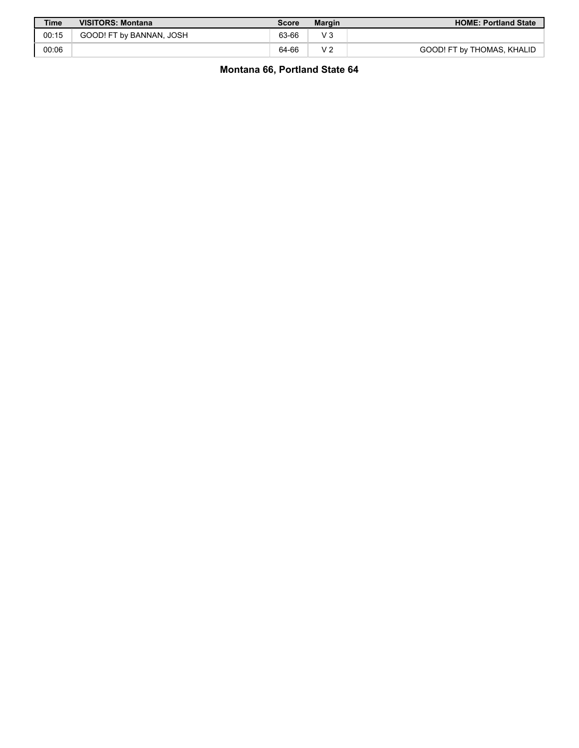| Time | VISITORS: Montana | Score | Margin | HOME: Portland State |
| --- | --- | --- | --- | --- |
| 00:15 | GOOD! FT by BANNAN, JOSH | 63-66 | V 3 | |
| 00:06 | | 64-66 | V 2 | GOOD! FT by THOMAS, KHALID |

**Montana 66, Portland State 64**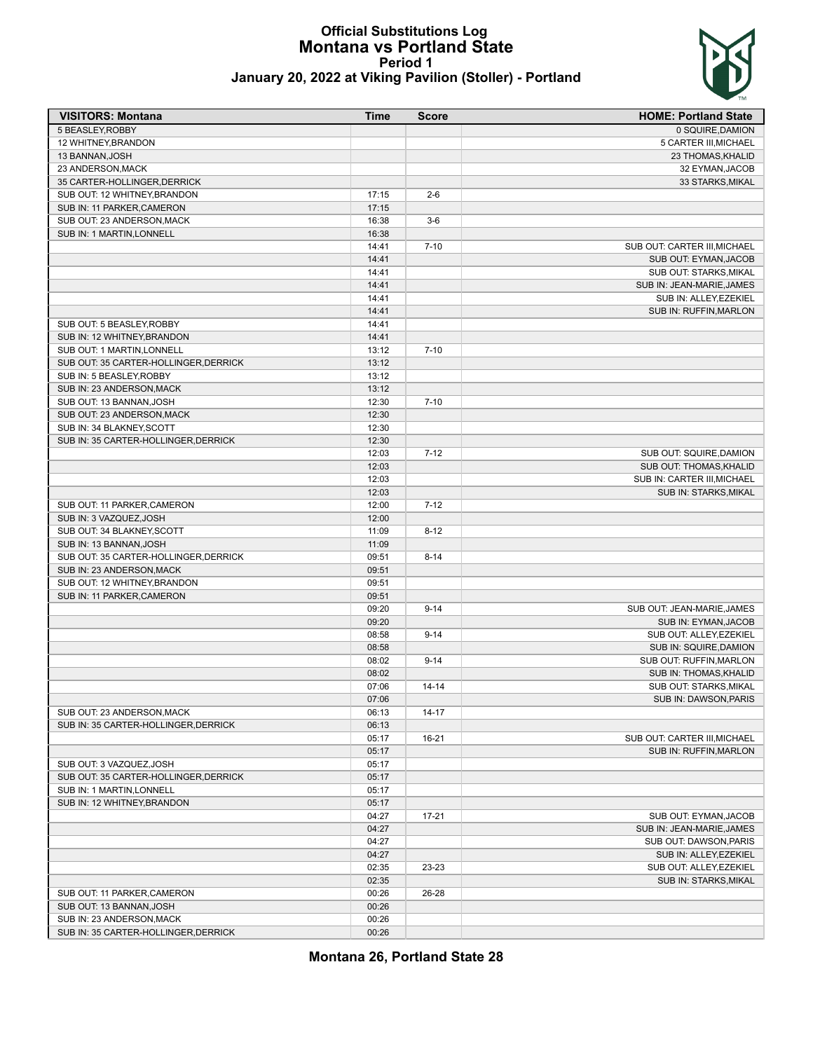# Official Substitutions Log
## Montana vs Portland State
### Period 1
### January 20, 2022 at Viking Pavilion (Stoller) - Portland

| VISITORS: Montana | Time | Score | HOME: Portland State |
|---|---|---|---|
| 5 BEASLEY,ROBBY | | | 0 SQUIRE,DAMION |
| 12 WHITNEY,BRANDON | | | 5 CARTER III,MICHAEL |
| 13 BANNAN,JOSH | | | 23 THOMAS,KHALID |
| 23 ANDERSON,MACK | | | 32 EYMAN,JACOB |
| 35 CARTER-HOLLINGER,DERRICK | | | 33 STARKS,MIKAL |
| SUB OUT: 12 WHITNEY,BRANDON | 17:15 | 2-6 | |
| SUB IN: 11 PARKER,CAMERON | 17:15 | | |
| SUB OUT: 23 ANDERSON,MACK | 16:38 | 3-6 | |
| SUB IN: 1 MARTIN,LONNELL | 16:38 | | |
| | 14:41 | 7-10 | SUB OUT: CARTER III,MICHAEL |
| | 14:41 | | SUB OUT: EYMAN,JACOB |
| | 14:41 | | SUB OUT: STARKS,MIKAL |
| | 14:41 | | SUB IN: JEAN-MARIE,JAMES |
| | 14:41 | | SUB IN: ALLEY,EZEKIEL |
| | 14:41 | | SUB IN: RUFFIN,MARLON |
| SUB OUT: 5 BEASLEY,ROBBY | 14:41 | | |
| SUB IN: 12 WHITNEY,BRANDON | 14:41 | | |
| SUB OUT: 1 MARTIN,LONNELL | 13:12 | 7-10 | |
| SUB OUT: 35 CARTER-HOLLINGER,DERRICK | 13:12 | | |
| SUB IN: 5 BEASLEY,ROBBY | 13:12 | | |
| SUB IN: 23 ANDERSON,MACK | 13:12 | | |
| SUB OUT: 13 BANNAN,JOSH | 12:30 | 7-10 | |
| SUB OUT: 23 ANDERSON,MACK | 12:30 | | |
| SUB IN: 34 BLAKNEY,SCOTT | 12:30 | | |
| SUB IN: 35 CARTER-HOLLINGER,DERRICK | 12:30 | | |
| | 12:03 | 7-12 | SUB OUT: SQUIRE,DAMION |
| | 12:03 | | SUB OUT: THOMAS,KHALID |
| | 12:03 | | SUB IN: CARTER III,MICHAEL |
| | 12:03 | | SUB IN: STARKS,MIKAL |
| SUB OUT: 11 PARKER,CAMERON | 12:00 | 7-12 | |
| SUB IN: 3 VAZQUEZ,JOSH | 12:00 | | |
| SUB OUT: 34 BLAKNEY,SCOTT | 11:09 | 8-12 | |
| SUB IN: 13 BANNAN,JOSH | 11:09 | | |
| SUB OUT: 35 CARTER-HOLLINGER,DERRICK | 09:51 | 8-14 | |
| SUB IN: 23 ANDERSON,MACK | 09:51 | | |
| SUB OUT: 12 WHITNEY,BRANDON | 09:51 | | |
| SUB IN: 11 PARKER,CAMERON | 09:51 | | |
| | 09:20 | 9-14 | SUB OUT: JEAN-MARIE,JAMES |
| | 09:20 | | SUB IN: EYMAN,JACOB |
| | 08:58 | 9-14 | SUB OUT: ALLEY,EZEKIEL |
| | 08:58 | | SUB IN: SQUIRE,DAMION |
| | 08:02 | 9-14 | SUB OUT: RUFFIN,MARLON |
| | 08:02 | | SUB IN: THOMAS,KHALID |
| | 07:06 | 14-14 | SUB OUT: STARKS,MIKAL |
| | 07:06 | | SUB IN: DAWSON,PARIS |
| SUB OUT: 23 ANDERSON,MACK | 06:13 | 14-17 | |
| SUB IN: 35 CARTER-HOLLINGER,DERRICK | 06:13 | | |
| | 05:17 | 16-21 | SUB OUT: CARTER III,MICHAEL |
| | 05:17 | | SUB IN: RUFFIN,MARLON |
| SUB OUT: 3 VAZQUEZ,JOSH | 05:17 | | |
| SUB OUT: 35 CARTER-HOLLINGER,DERRICK | 05:17 | | |
| SUB IN: 1 MARTIN,LONNELL | 05:17 | | |
| SUB IN: 12 WHITNEY,BRANDON | 05:17 | | |
| | 04:27 | 17-21 | SUB OUT: EYMAN,JACOB |
| | 04:27 | | SUB IN: JEAN-MARIE,JAMES |
| | 04:27 | | SUB OUT: DAWSON,PARIS |
| | 04:27 | | SUB IN: ALLEY,EZEKIEL |
| | 02:35 | 23-23 | SUB OUT: ALLEY,EZEKIEL |
| | 02:35 | | SUB IN: STARKS,MIKAL |
| SUB OUT: 11 PARKER,CAMERON | 00:26 | 26-28 | |
| SUB OUT: 13 BANNAN,JOSH | 00:26 | | |
| SUB IN: 23 ANDERSON,MACK | 00:26 | | |
| SUB IN: 35 CARTER-HOLLINGER,DERRICK | 00:26 | | |

**Montana 26, Portland State 28**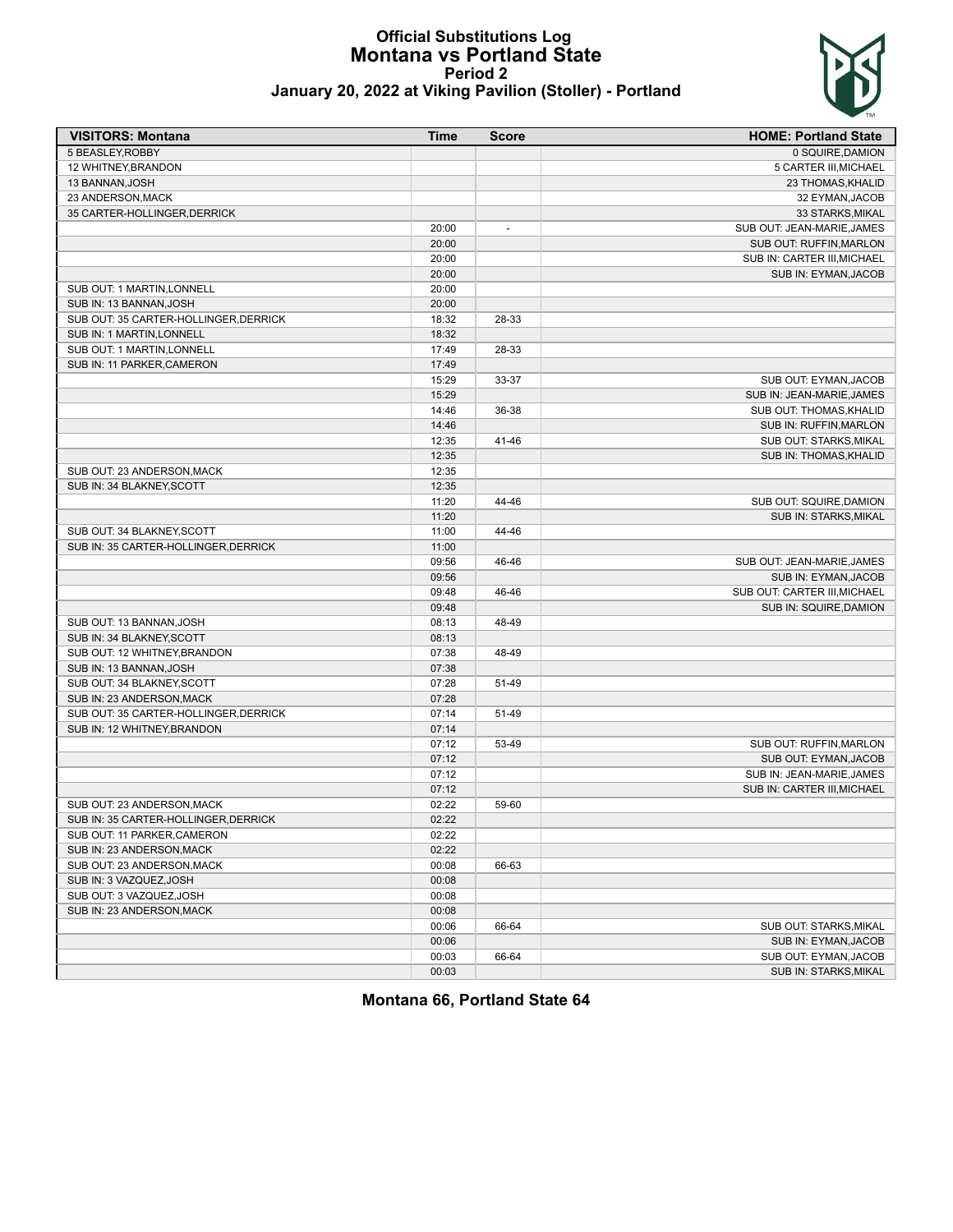# Official Substitutions Log
## Montana vs Portland State
### Period 2
### January 20, 2022 at Viking Pavilion (Stoller) - Portland

| VISITORS: Montana | Time | Score | HOME: Portland State |
|---|---|---|---|
| 5 BEASLEY,ROBBY | | | 0 SQUIRE,DAMION |
| 12 WHITNEY,BRANDON | | | 5 CARTER III,MICHAEL |
| 13 BANNAN,JOSH | | | 23 THOMAS,KHALID |
| 23 ANDERSON,MACK | | | 32 EYMAN,JACOB |
| 35 CARTER-HOLLINGER,DERRICK | | | 33 STARKS,MIKAL |
| | 20:00 | - | SUB OUT: JEAN-MARIE,JAMES |
| | 20:00 | | SUB OUT: RUFFIN,MARLON |
| | 20:00 | | SUB IN: CARTER III,MICHAEL |
| | 20:00 | | SUB IN: EYMAN,JACOB |
| SUB OUT: 1 MARTIN,LONNELL | 20:00 | | |
| SUB IN: 13 BANNAN,JOSH | 20:00 | | |
| SUB OUT: 35 CARTER-HOLLINGER,DERRICK | 18:32 | 28-33 | |
| SUB IN: 1 MARTIN,LONNELL | 18:32 | | |
| SUB OUT: 1 MARTIN,LONNELL | 17:49 | 28-33 | |
| SUB IN: 11 PARKER,CAMERON | 17:49 | | |
| | 15:29 | 33-37 | SUB OUT: EYMAN,JACOB |
| | 15:29 | | SUB IN: JEAN-MARIE,JAMES |
| | 14:46 | 36-38 | SUB OUT: THOMAS,KHALID |
| | 14:46 | | SUB IN: RUFFIN,MARLON |
| | 12:35 | 41-46 | SUB OUT: STARKS,MIKAL |
| | 12:35 | | SUB IN: THOMAS,KHALID |
| SUB OUT: 23 ANDERSON,MACK | 12:35 | | |
| SUB IN: 34 BLAKNEY,SCOTT | 12:35 | | |
| | 11:20 | 44-46 | SUB OUT: SQUIRE,DAMION |
| | 11:20 | | SUB IN: STARKS,MIKAL |
| SUB OUT: 34 BLAKNEY,SCOTT | 11:00 | 44-46 | |
| SUB IN: 35 CARTER-HOLLINGER,DERRICK | 11:00 | | |
| | 09:56 | 46-46 | SUB OUT: JEAN-MARIE,JAMES |
| | 09:56 | | SUB IN: EYMAN,JACOB |
| | 09:48 | 46-46 | SUB OUT: CARTER III,MICHAEL |
| | 09:48 | | SUB IN: SQUIRE,DAMION |
| SUB OUT: 13 BANNAN,JOSH | 08:13 | 48-49 | |
| SUB IN: 34 BLAKNEY,SCOTT | 08:13 | | |
| SUB OUT: 12 WHITNEY,BRANDON | 07:38 | 48-49 | |
| SUB IN: 13 BANNAN,JOSH | 07:38 | | |
| SUB OUT: 34 BLAKNEY,SCOTT | 07:28 | 51-49 | |
| SUB IN: 23 ANDERSON,MACK | 07:28 | | |
| SUB OUT: 35 CARTER-HOLLINGER,DERRICK | 07:14 | 51-49 | |
| SUB IN: 12 WHITNEY,BRANDON | 07:14 | | |
| | 07:12 | 53-49 | SUB OUT: RUFFIN,MARLON |
| | 07:12 | | SUB OUT: EYMAN,JACOB |
| | 07:12 | | SUB IN: JEAN-MARIE,JAMES |
| | 07:12 | | SUB IN: CARTER III,MICHAEL |
| SUB OUT: 23 ANDERSON,MACK | 02:22 | 59-60 | |
| SUB IN: 35 CARTER-HOLLINGER,DERRICK | 02:22 | | |
| SUB OUT: 11 PARKER,CAMERON | 02:22 | | |
| SUB IN: 23 ANDERSON,MACK | 02:22 | | |
| SUB OUT: 23 ANDERSON,MACK | 00:08 | 66-63 | |
| SUB IN: 3 VAZQUEZ,JOSH | 00:08 | | |
| SUB OUT: 3 VAZQUEZ,JOSH | 00:08 | | |
| SUB IN: 23 ANDERSON,MACK | 00:08 | | |
| | 00:06 | 66-64 | SUB OUT: STARKS,MIKAL |
| | 00:06 | | SUB IN: EYMAN,JACOB |
| | 00:03 | 66-64 | SUB OUT: EYMAN,JACOB |
| | 00:03 | | SUB IN: STARKS,MIKAL |

**Montana 66, Portland State 64**